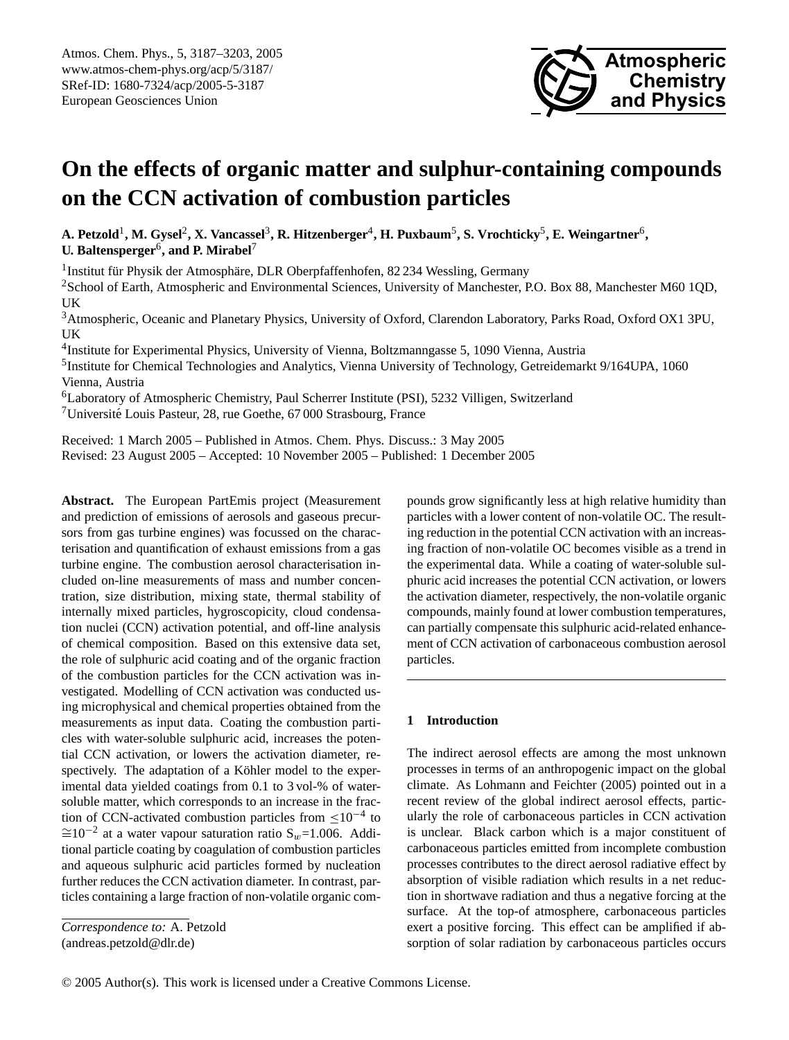# On the effects of organic matter and sulphur-containing compounds on the CCN activation of combustion particles

**A. Petzold[1], M. Gysel[2], X. Vancassel[3], R. Hitzenberger[4], H. Puxbaum[5], S. Vrochticky[5], E. Weingartner[6], U. Baltensperger[6], and P. Mirabel[7]**

[1]Institut für Physik der Atmosphäre, DLR Oberpfaffenhofen, 82 234 Wessling, Germany
[2]School of Earth, Atmospheric and Environmental Sciences, University of Manchester, P.O. Box 88, Manchester M60 1QD, UK
[3]Atmospheric, Oceanic and Planetary Physics, University of Oxford, Clarendon Laboratory, Parks Road, Oxford OX1 3PU, UK
[4]Institute for Experimental Physics, University of Vienna, Boltzmanngasse 5, 1090 Vienna, Austria
[5]Institute for Chemical Technologies and Analytics, Vienna University of Technology, Getreidemarkt 9/164UPA, 1060 Vienna, Austria
[6]Laboratory of Atmospheric Chemistry, Paul Scherrer Institute (PSI), 5232 Villigen, Switzerland
[7]Université Louis Pasteur, 28, rue Goethe, 67 000 Strasbourg, France

Received: 1 March 2005 – Published in Atmos. Chem. Phys. Discuss.: 3 May 2005
Revised: 23 August 2005 – Accepted: 10 November 2005 – Published: 1 December 2005

**Abstract.** The European PartEmis project (Measurement and prediction of emissions of aerosols and gaseous precursors from gas turbine engines) was focussed on the characterisation and quantification of exhaust emissions from a gas turbine engine. The combustion aerosol characterisation included on-line measurements of mass and number concentration, size distribution, mixing state, thermal stability of internally mixed particles, hygroscopicity, cloud condensation nuclei (CCN) activation potential, and off-line analysis of chemical composition. Based on this extensive data set, the role of sulphuric acid coating and of the organic fraction of the combustion particles for the CCN activation was investigated. Modelling of CCN activation was conducted using microphysical and chemical properties obtained from the measurements as input data. Coating the combustion particles with water-soluble sulphuric acid, increases the potential CCN activation, or lowers the activation diameter, respectively. The adaptation of a Köhler model to the experimental data yielded coatings from 0.1 to 3 vol-% of water-soluble matter, which corresponds to an increase in the fraction of CCN-activated combustion particles from $\leq 10^{-4}$ to $\cong 10^{-2}$ at a water vapour saturation ratio $S_w$=1.006. Additional particle coating by coagulation of combustion particles and aqueous sulphuric acid particles formed by nucleation further reduces the CCN activation diameter. In contrast, particles containing a large fraction of non-volatile organic compounds grow significantly less at high relative humidity than particles with a lower content of non-volatile OC. The resulting reduction in the potential CCN activation with an increasing fraction of non-volatile OC becomes visible as a trend in the experimental data. While a coating of water-soluble sulphuric acid increases the potential CCN activation, or lowers the activation diameter, respectively, the non-volatile organic compounds, mainly found at lower combustion temperatures, can partially compensate this sulphuric acid-related enhancement of CCN activation of carbonaceous combustion aerosol particles.

*Correspondence to:* A. Petzold
(andreas.petzold@dlr.de)

## 1 Introduction

The indirect aerosol effects are among the most unknown processes in terms of an anthropogenic impact on the global climate. As Lohmann and Feichter (2005) pointed out in a recent review of the global indirect aerosol effects, particularly the role of carbonaceous particles in CCN activation is unclear. Black carbon which is a major constituent of carbonaceous particles emitted from incomplete combustion processes contributes to the direct aerosol radiative effect by absorption of visible radiation which results in a net reduction in shortwave radiation and thus a negative forcing at the surface. At the top-of atmosphere, carbonaceous particles exert a positive forcing. This effect can be amplified if absorption of solar radiation by carbonaceous particles occurs

© 2005 Author(s). This work is licensed under a Creative Commons License.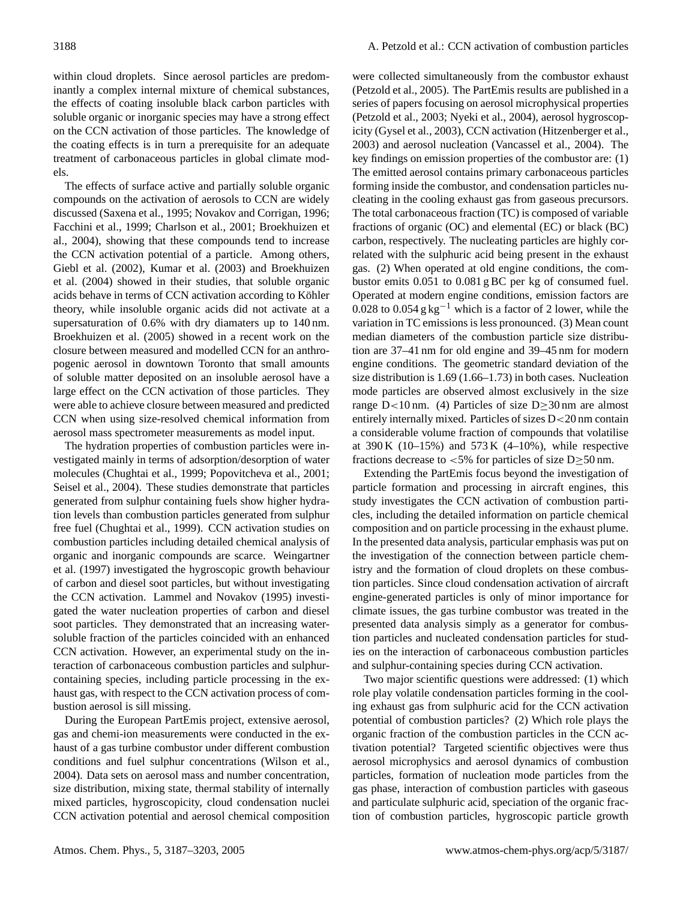within cloud droplets. Since aerosol particles are predominantly a complex internal mixture of chemical substances, the effects of coating insoluble black carbon particles with soluble organic or inorganic species may have a strong effect on the CCN activation of those particles. The knowledge of the coating effects is in turn a prerequisite for an adequate treatment of carbonaceous particles in global climate models.

The effects of surface active and partially soluble organic compounds on the activation of aerosols to CCN are widely discussed (Saxena et al., 1995; Novakov and Corrigan, 1996; Facchini et al., 1999; Charlson et al., 2001; Broekhuizen et al., 2004), showing that these compounds tend to increase the CCN activation potential of a particle. Among others, Giebl et al. (2002), Kumar et al. (2003) and Broekhuizen et al. (2004) showed in their studies, that soluble organic acids behave in terms of CCN activation according to Köhler theory, while insoluble organic acids did not activate at a supersaturation of 0.6% with dry diamaters up to 140 nm. Broekhuizen et al. (2005) showed in a recent work on the closure between measured and modelled CCN for an anthropogenic aerosol in downtown Toronto that small amounts of soluble matter deposited on an insoluble aerosol have a large effect on the CCN activation of those particles. They were able to achieve closure between measured and predicted CCN when using size-resolved chemical information from aerosol mass spectrometer measurements as model input.

The hydration properties of combustion particles were investigated mainly in terms of adsorption/desorption of water molecules (Chughtai et al., 1999; Popovitcheva et al., 2001; Seisel et al., 2004). These studies demonstrate that particles generated from sulphur containing fuels show higher hydration levels than combustion particles generated from sulphur free fuel (Chughtai et al., 1999). CCN activation studies on combustion particles including detailed chemical analysis of organic and inorganic compounds are scarce. Weingartner et al. (1997) investigated the hygroscopic growth behaviour of carbon and diesel soot particles, but without investigating the CCN activation. Lammel and Novakov (1995) investigated the water nucleation properties of carbon and diesel soot particles. They demonstrated that an increasing water-soluble fraction of the particles coincided with an enhanced CCN activation. However, an experimental study on the interaction of carbonaceous combustion particles and sulphur-containing species, including particle processing in the exhaust gas, with respect to the CCN activation process of combustion aerosol is sill missing.

During the European PartEmis project, extensive aerosol, gas and chemi-ion measurements were conducted in the exhaust of a gas turbine combustor under different combustion conditions and fuel sulphur concentrations (Wilson et al., 2004). Data sets on aerosol mass and number concentration, size distribution, mixing state, thermal stability of internally mixed particles, hygroscopicity, cloud condensation nuclei CCN activation potential and aerosol chemical composition were collected simultaneously from the combustor exhaust (Petzold et al., 2005). The PartEmis results are published in a series of papers focusing on aerosol microphysical properties (Petzold et al., 2003; Nyeki et al., 2004), aerosol hygroscopicity (Gysel et al., 2003), CCN activation (Hitzenberger et al., 2003) and aerosol nucleation (Vancassel et al., 2004). The key findings on emission properties of the combustor are: (1) The emitted aerosol contains primary carbonaceous particles forming inside the combustor, and condensation particles nucleating in the cooling exhaust gas from gaseous precursors. The total carbonaceous fraction (TC) is composed of variable fractions of organic (OC) and elemental (EC) or black (BC) carbon, respectively. The nucleating particles are highly correlated with the sulphuric acid being present in the exhaust gas. (2) When operated at old engine conditions, the combustor emits 0.051 to 0.081 g BC per kg of consumed fuel. Operated at modern engine conditions, emission factors are 0.028 to 0.054 $g\,kg^{-1}$ which is a factor of 2 lower, while the variation in TC emissions is less pronounced. (3) Mean count median diameters of the combustion particle size distribution are 37–41 nm for old engine and 39–45 nm for modern engine conditions. The geometric standard deviation of the size distribution is 1.69 (1.66–1.73) in both cases. Nucleation mode particles are observed almost exclusively in the size range $D<10$ nm. (4) Particles of size $D\geq30$ nm are almost entirely internally mixed. Particles of sizes $D<20$ nm contain a considerable volume fraction of compounds that volatilise at 390 K (10–15%) and 573 K (4–10%), while respective fractions decrease to <5% for particles of size $D\geq50$ nm.

Extending the PartEmis focus beyond the investigation of particle formation and processing in aircraft engines, this study investigates the CCN activation of combustion particles, including the detailed information on particle chemical composition and on particle processing in the exhaust plume. In the presented data analysis, particular emphasis was put on the investigation of the connection between particle chemistry and the formation of cloud droplets on these combustion particles. Since cloud condensation activation of aircraft engine-generated particles is only of minor importance for climate issues, the gas turbine combustor was treated in the presented data analysis simply as a generator for combustion particles and nucleated condensation particles for studies on the interaction of carbonaceous combustion particles and sulphur-containing species during CCN activation.

Two major scientific questions were addressed: (1) which role play volatile condensation particles forming in the cooling exhaust gas from sulphuric acid for the CCN activation potential of combustion particles? (2) Which role plays the organic fraction of the combustion particles in the CCN activation potential? Targeted scientific objectives were thus aerosol microphysics and aerosol dynamics of combustion particles, formation of nucleation mode particles from the gas phase, interaction of combustion particles with gaseous and particulate sulphuric acid, speciation of the organic fraction of combustion particles, hygroscopic particle growth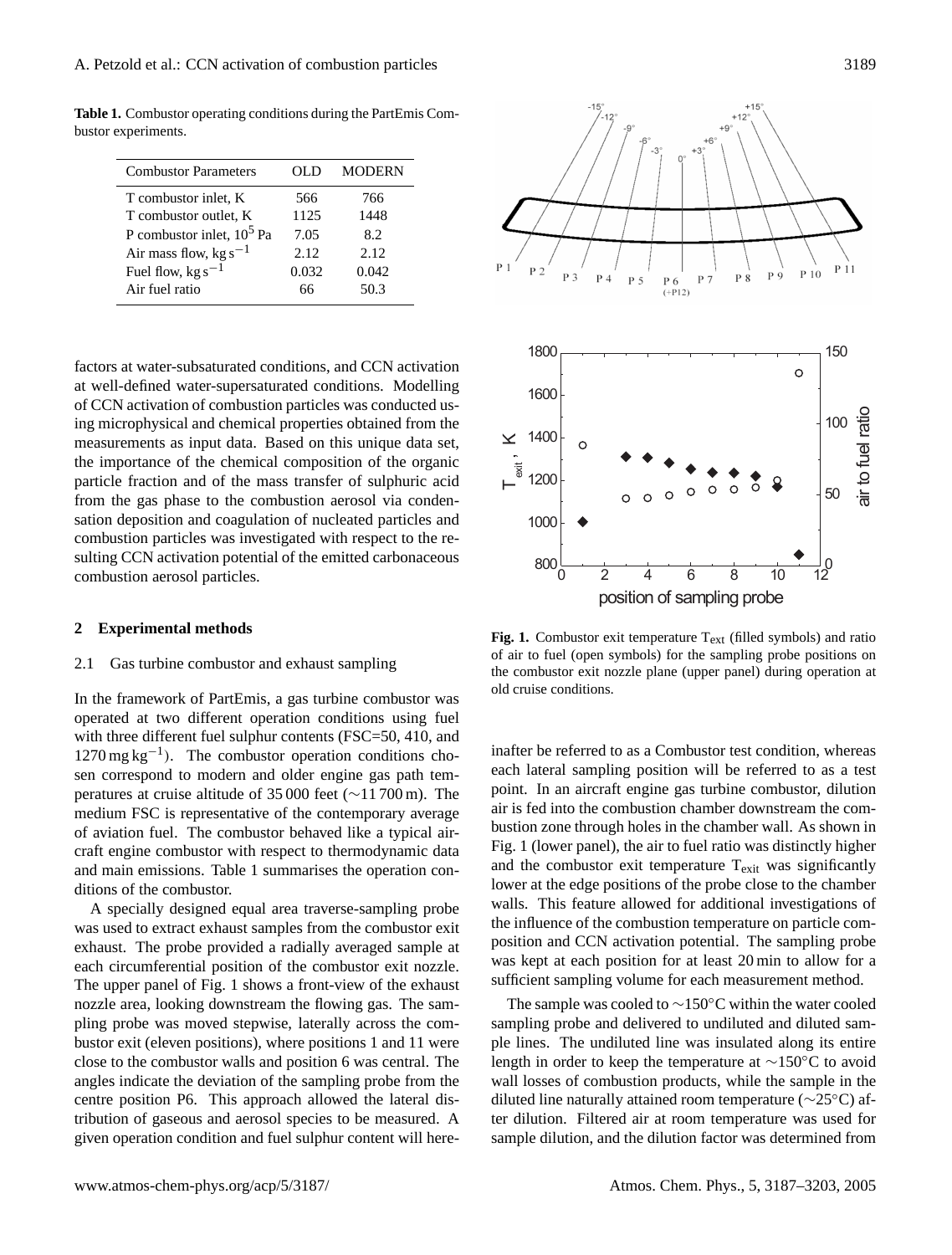**Table 1.** Combustor operating conditions during the PartEmis Combustor experiments.

| Combustor Parameters | OLD | MODERN |
|---|---|---|
| T combustor inlet, K | 566 | 766 |
| T combustor outlet, K | 1125 | 1448 |
| P combustor inlet, $10^5$ Pa | 7.05 | 8.2 |
| Air mass flow, kg $s^{-1}$ | 2.12 | 2.12 |
| Fuel flow, kg $s^{-1}$ | 0.032 | 0.042 |
| Air fuel ratio | 66 | 50.3 |

factors at water-subsaturated conditions, and CCN activation at well-defined water-supersaturated conditions. Modelling of CCN activation of combustion particles was conducted using microphysical and chemical properties obtained from the measurements as input data. Based on this unique data set, the importance of the chemical composition of the organic particle fraction and of the mass transfer of sulphuric acid from the gas phase to the combustion aerosol via condensation deposition and coagulation of nucleated particles and combustion particles was investigated with respect to the resulting CCN activation potential of the emitted carbonaceous combustion aerosol particles.

## 2 Experimental methods

### 2.1 Gas turbine combustor and exhaust sampling

In the framework of PartEmis, a gas turbine combustor was operated at two different operation conditions using fuel with three different fuel sulphur contents (FSC=50, 410, and 1270 mg $kg^{-1}$). The combustor operation conditions chosen correspond to modern and older engine gas path temperatures at cruise altitude of 35 000 feet (∼11 700 m). The medium FSC is representative of the contemporary average of aviation fuel. The combustor behaved like a typical aircraft engine combustor with respect to thermodynamic data and main emissions. Table 1 summarises the operation conditions of the combustor.

A specially designed equal area traverse-sampling probe was used to extract exhaust samples from the combustor exit exhaust. The probe provided a radially averaged sample at each circumferential position of the combustor exit nozzle. The upper panel of Fig. 1 shows a front-view of the exhaust nozzle area, looking downstream the flowing gas. The sampling probe was moved stepwise, laterally across the combustor exit (eleven positions), where positions 1 and 11 were close to the combustor walls and position 6 was central. The angles indicate the deviation of the sampling probe from the centre position P6. This approach allowed the lateral distribution of gaseous and aerosol species to be measured. A given operation condition and fuel sulphur content will hereinafter be referred to as a Combustor test condition, whereas each lateral sampling position will be referred to as a test point. In an aircraft engine gas turbine combustor, dilution air is fed into the combustion chamber downstream the combustion zone through holes in the chamber wall. As shown in Fig. 1 (lower panel), the air to fuel ratio was distinctly higher and the combustor exit temperature $T_{exit}$ was significantly lower at the edge positions of the probe close to the chamber walls. This feature allowed for additional investigations of the influence of the combustion temperature on particle composition and CCN activation potential. The sampling probe was kept at each position for at least 20 min to allow for a sufficient sampling volume for each measurement method.

-15° -12° -9° -6° -3° 0° +3° +6° +9° +12° +15°

P 1 P 2 P 3 P 4 P 5 P 6 (+P12) P 7 P 8 P 9 P 10 P 11

$T_{exit}$, K

1800 1600 1400 1200 1000 800

air to fuel ratio

150 100 50 0

0 2 4 6 8 10 12

position of sampling probe

**Fig. 1.** Combustor exit temperature $T_{ext}$ (filled symbols) and ratio of air to fuel (open symbols) for the sampling probe positions on the combustor exit nozzle plane (upper panel) during operation at old cruise conditions.

The sample was cooled to ∼150°C within the water cooled sampling probe and delivered to undiluted and diluted sample lines. The undiluted line was insulated along its entire length in order to keep the temperature at ∼150°C to avoid wall losses of combustion products, while the sample in the diluted line naturally attained room temperature (∼25°C) after dilution. Filtered air at room temperature was used for sample dilution, and the dilution factor was determined from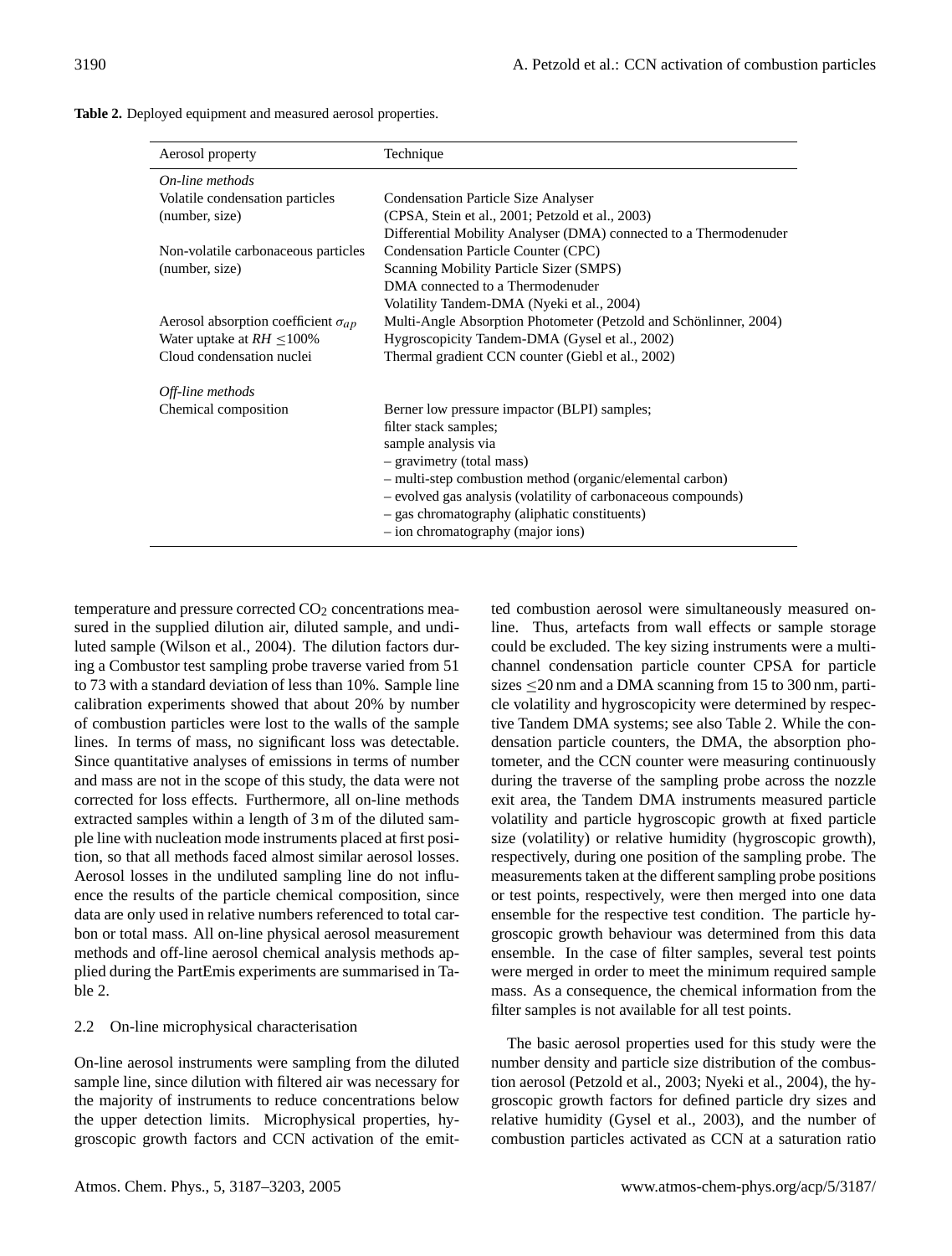**Table 2.** Deployed equipment and measured aerosol properties.

| Aerosol property | Technique |
|---|---|
| *On-line methods* | |
| Volatile condensation particles | Condensation Particle Size Analyser |
| (number, size) | (CPSA, Stein et al., 2001; Petzold et al., 2003) |
| | Differential Mobility Analyser (DMA) connected to a Thermodenuder |
| Non-volatile carbonaceous particles | Condensation Particle Counter (CPC) |
| (number, size) | Scanning Mobility Particle Sizer (SMPS) |
| | DMA connected to a Thermodenuder |
| | Volatility Tandem-DMA (Nyeki et al., 2004) |
| Aerosol absorption coefficient $\sigma_{ap}$ | Multi-Angle Absorption Photometer (Petzold and Schönlinner, 2004) |
| Water uptake at $RH \leq 100\%$ | Hygroscopicity Tandem-DMA (Gysel et al., 2002) |
| Cloud condensation nuclei | Thermal gradient CCN counter (Giebl et al., 2002) |
| *Off-line methods* | |
| Chemical composition | Berner low pressure impactor (BLPI) samples; |
| | filter stack samples; |
| | sample analysis via |
| | – gravimetry (total mass) |
| | – multi-step combustion method (organic/elemental carbon) |
| | – evolved gas analysis (volatility of carbonaceous compounds) |
| | – gas chromatography (aliphatic constituents) |
| | – ion chromatography (major ions) |

temperature and pressure corrected $CO_2$ concentrations measured in the supplied dilution air, diluted sample, and undiluted sample (Wilson et al., 2004). The dilution factors during a Combustor test sampling probe traverse varied from 51 to 73 with a standard deviation of less than 10%. Sample line calibration experiments showed that about 20% by number of combustion particles were lost to the walls of the sample lines. In terms of mass, no significant loss was detectable. Since quantitative analyses of emissions in terms of number and mass are not in the scope of this study, the data were not corrected for loss effects. Furthermore, all on-line methods extracted samples within a length of 3 m of the diluted sample line with nucleation mode instruments placed at first position, so that all methods faced almost similar aerosol losses. Aerosol losses in the undiluted sampling line do not influence the results of the particle chemical composition, since data are only used in relative numbers referenced to total carbon or total mass. All on-line physical aerosol measurement methods and off-line aerosol chemical analysis methods applied during the PartEmis experiments are summarised in Table 2.

## 2.2 On-line microphysical characterisation

On-line aerosol instruments were sampling from the diluted sample line, since dilution with filtered air was necessary for the majority of instruments to reduce concentrations below the upper detection limits. Microphysical properties, hygroscopic growth factors and CCN activation of the emitted combustion aerosol were simultaneously measured online. Thus, artefacts from wall effects or sample storage could be excluded. The key sizing instruments were a multichannel condensation particle counter CPSA for particle sizes ≤20 nm and a DMA scanning from 15 to 300 nm, particle volatility and hygroscopicity were determined by respective Tandem DMA systems; see also Table 2. While the condensation particle counters, the DMA, the absorption photometer, and the CCN counter were measuring continuously during the traverse of the sampling probe across the nozzle exit area, the Tandem DMA instruments measured particle volatility and particle hygroscopic growth at fixed particle size (volatility) or relative humidity (hygroscopic growth), respectively, during one position of the sampling probe. The measurements taken at the different sampling probe positions or test points, respectively, were then merged into one data ensemble for the respective test condition. The particle hygroscopic growth behaviour was determined from this data ensemble. In the case of filter samples, several test points were merged in order to meet the minimum required sample mass. As a consequence, the chemical information from the filter samples is not available for all test points.

The basic aerosol properties used for this study were the number density and particle size distribution of the combustion aerosol (Petzold et al., 2003; Nyeki et al., 2004), the hygroscopic growth factors for defined particle dry sizes and relative humidity (Gysel et al., 2003), and the number of combustion particles activated as CCN at a saturation ratio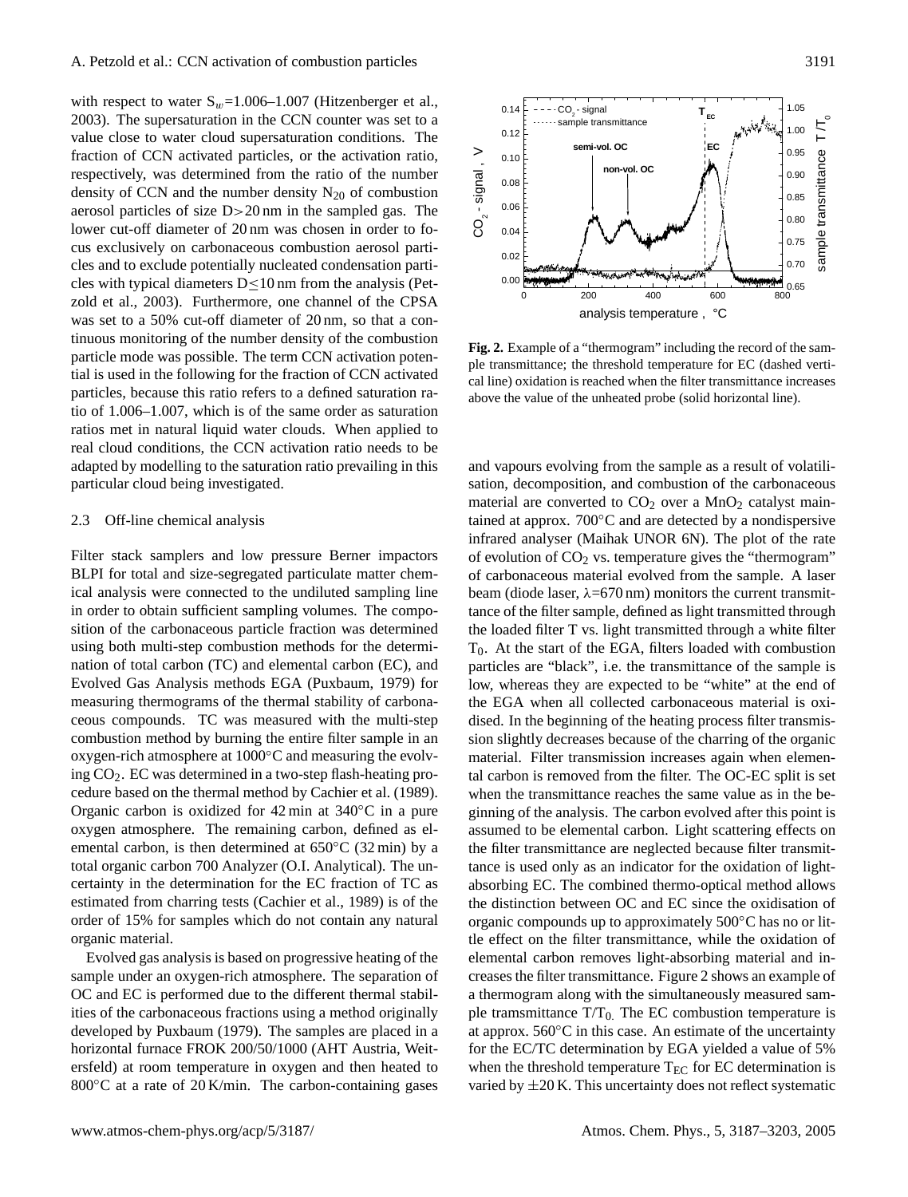with respect to water $S_w$=1.006–1.007 (Hitzenberger et al., 2003). The supersaturation in the CCN counter was set to a value close to water cloud supersaturation conditions. The fraction of CCN activated particles, or the activation ratio, respectively, was determined from the ratio of the number density of CCN and the number density $N_{20}$ of combustion aerosol particles of size D>20 nm in the sampled gas. The lower cut-off diameter of 20 nm was chosen in order to focus exclusively on carbonaceous combustion aerosol particles and to exclude potentially nucleated condensation particles with typical diameters D≤10 nm from the analysis (Petzold et al., 2003). Furthermore, one channel of the CPSA was set to a 50% cut-off diameter of 20 nm, so that a continuous monitoring of the number density of the combustion particle mode was possible. The term CCN activation potential is used in the following for the fraction of CCN activated particles, because this ratio refers to a defined saturation ratio of 1.006–1.007, which is of the same order as saturation ratios met in natural liquid water clouds. When applied to real cloud conditions, the CCN activation ratio needs to be adapted by modelling to the saturation ratio prevailing in this particular cloud being investigated.

### 2.3 Off-line chemical analysis

Filter stack samplers and low pressure Berner impactors BLPI for total and size-segregated particulate matter chemical analysis were connected to the undiluted sampling line in order to obtain sufficient sampling volumes. The composition of the carbonaceous particle fraction was determined using both multi-step combustion methods for the determination of total carbon (TC) and elemental carbon (EC), and Evolved Gas Analysis methods EGA (Puxbaum, 1979) for measuring thermograms of the thermal stability of carbonaceous compounds. TC was measured with the multi-step combustion method by burning the entire filter sample in an oxygen-rich atmosphere at 1000°C and measuring the evolving $CO_2$. EC was determined in a two-step flash-heating procedure based on the thermal method by Cachier et al. (1989). Organic carbon is oxidized for 42 min at 340°C in a pure oxygen atmosphere. The remaining carbon, defined as elemental carbon, is then determined at 650°C (32 min) by a total organic carbon 700 Analyzer (O.I. Analytical). The uncertainty in the determination for the EC fraction of TC as estimated from charring tests (Cachier et al., 1989) is of the order of 15% for samples which do not contain any natural organic material.

Evolved gas analysis is based on progressive heating of the sample under an oxygen-rich atmosphere. The separation of OC and EC is performed due to the different thermal stabilities of the carbonaceous fractions using a method originally developed by Puxbaum (1979). The samples are placed in a horizontal furnace FROK 200/50/1000 (AHT Austria, Weitersfeld) at room temperature in oxygen and then heated to 800°C at a rate of 20 K/min. The carbon-containing gases

$CO_2$ - signal
sample transmittance
$T_{EC}$
semi-vol. OC
non-vol. OC
EC
$CO_2$ - signal , V
sample transmittance $T/T_0$
analysis temperature , °C

**Fig. 2.** Example of a "thermogram" including the record of the sample transmittance; the threshold temperature for EC (dashed vertical line) oxidation is reached when the filter transmittance increases above the value of the unheated probe (solid horizontal line).

and vapours evolving from the sample as a result of volatilisation, decomposition, and combustion of the carbonaceous material are converted to $CO_2$ over a $MnO_2$ catalyst maintained at approx. 700°C and are detected by a nondispersive infrared analyser (Maihak UNOR 6N). The plot of the rate of evolution of $CO_2$ vs. temperature gives the "thermogram" of carbonaceous material evolved from the sample. A laser beam (diode laser, $\lambda$=670 nm) monitors the current transmittance of the filter sample, defined as light transmitted through the loaded filter T vs. light transmitted through a white filter $T_0$. At the start of the EGA, filters loaded with combustion particles are "black", i.e. the transmittance of the sample is low, whereas they are expected to be "white" at the end of the EGA when all collected carbonaceous material is oxidised. In the beginning of the heating process filter transmission slightly decreases because of the charring of the organic material. Filter transmission increases again when elemental carbon is removed from the filter. The OC-EC split is set when the transmittance reaches the same value as in the beginning of the analysis. The carbon evolved after this point is assumed to be elemental carbon. Light scattering effects on the filter transmittance are neglected because filter transmittance is used only as an indicator for the oxidation of light-absorbing EC. The combined thermo-optical method allows the distinction between OC and EC since the oxidisation of organic compounds up to approximately 500°C has no or little effect on the filter transmittance, while the oxidation of elemental carbon removes light-absorbing material and increases the filter transmittance. Figure 2 shows an example of a thermogram along with the simultaneously measured sample transmittance $T/T_0$. The EC combustion temperature is at approx. 560°C in this case. An estimate of the uncertainty for the EC/TC determination by EGA yielded a value of 5% when the threshold temperature $T_{EC}$ for EC determination is varied by ±20 K. This uncertainty does not reflect systematic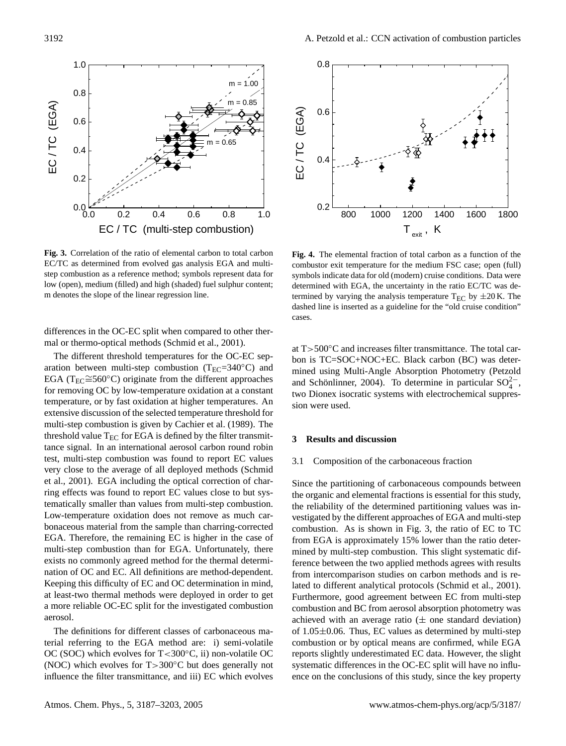1.0
0.8
0.6
0.4
0.2
0.0
0.0 0.2 0.4 0.6 0.8 1.0
EC / TC (EGA)
EC / TC (multi-step combustion)
m = 1.00
m = 0.85
m = 0.65

**Fig. 3.** Correlation of the ratio of elemental carbon to total carbon EC/TC as determined from evolved gas analysis EGA and multi-step combustion as a reference method; symbols represent data for low (open), medium (filled) and high (shaded) fuel sulphur content; m denotes the slope of the linear regression line.

0.8
0.6
0.4
0.2
800 1000 1200 1400 1600 1800
EC / TC (EGA)
$T_{exit}$ , K

**Fig. 4.** The elemental fraction of total carbon as a function of the combustor exit temperature for the medium FSC case; open (full) symbols indicate data for old (modern) cruise conditions. Data were determined with EGA, the uncertainty in the ratio EC/TC was determined by varying the analysis temperature $T_{EC}$ by ±20 K. The dashed line is inserted as a guideline for the "old cruise condition" cases.

differences in the OC-EC split when compared to other thermal or thermo-optical methods (Schmid et al., 2001).

The different threshold temperatures for the OC-EC separation between multi-step combustion ($T_{EC}$=340°C) and EGA ($T_{EC}$≅560°C) originate from the different approaches for removing OC by low-temperature oxidation at a constant temperature, or by fast oxidation at higher temperatures. An extensive discussion of the selected temperature threshold for multi-step combustion is given by Cachier et al. (1989). The threshold value $T_{EC}$ for EGA is defined by the filter transmittance signal. In an international aerosol carbon round robin test, multi-step combustion was found to report EC values very close to the average of all deployed methods (Schmid et al., 2001). EGA including the optical correction of charring effects was found to report EC values close to but systematically smaller than values from multi-step combustion. Low-temperature oxidation does not remove as much carbonaceous material from the sample than charring-corrected EGA. Therefore, the remaining EC is higher in the case of multi-step combustion than for EGA. Unfortunately, there exists no commonly agreed method for the thermal determination of OC and EC. All definitions are method-dependent. Keeping this difficulty of EC and OC determination in mind, at least-two thermal methods were deployed in order to get a more reliable OC-EC split for the investigated combustion aerosol.

The definitions for different classes of carbonaceous material referring to the EGA method are: i) semi-volatile OC (SOC) which evolves for T<300°C, ii) non-volatile OC (NOC) which evolves for T>300°C but does generally not influence the filter transmittance, and iii) EC which evolves at T>500°C and increases filter transmittance. The total carbon is TC=SOC+NOC+EC. Black carbon (BC) was determined using Multi-Angle Absorption Photometry (Petzold and Schönlinner, 2004). To determine in particular $SO_4^{2-}$, two Dionex isocratic systems with electrochemical suppression were used.

## 3 Results and discussion

### 3.1 Composition of the carbonaceous fraction

Since the partitioning of carbonaceous compounds between the organic and elemental fractions is essential for this study, the reliability of the determined partitioning values was investigated by the different approaches of EGA and multi-step combustion. As is shown in Fig. 3, the ratio of EC to TC from EGA is approximately 15% lower than the ratio determined by multi-step combustion. This slight systematic difference between the two applied methods agrees with results from intercomparison studies on carbon methods and is related to different analytical protocols (Schmid et al., 2001). Furthermore, good agreement between EC from multi-step combustion and BC from aerosol absorption photometry was achieved with an average ratio (± one standard deviation) of 1.05±0.06. Thus, EC values as determined by multi-step combustion or by optical means are confirmed, while EGA reports slightly underestimated EC data. However, the slight systematic differences in the OC-EC split will have no influence on the conclusions of this study, since the key property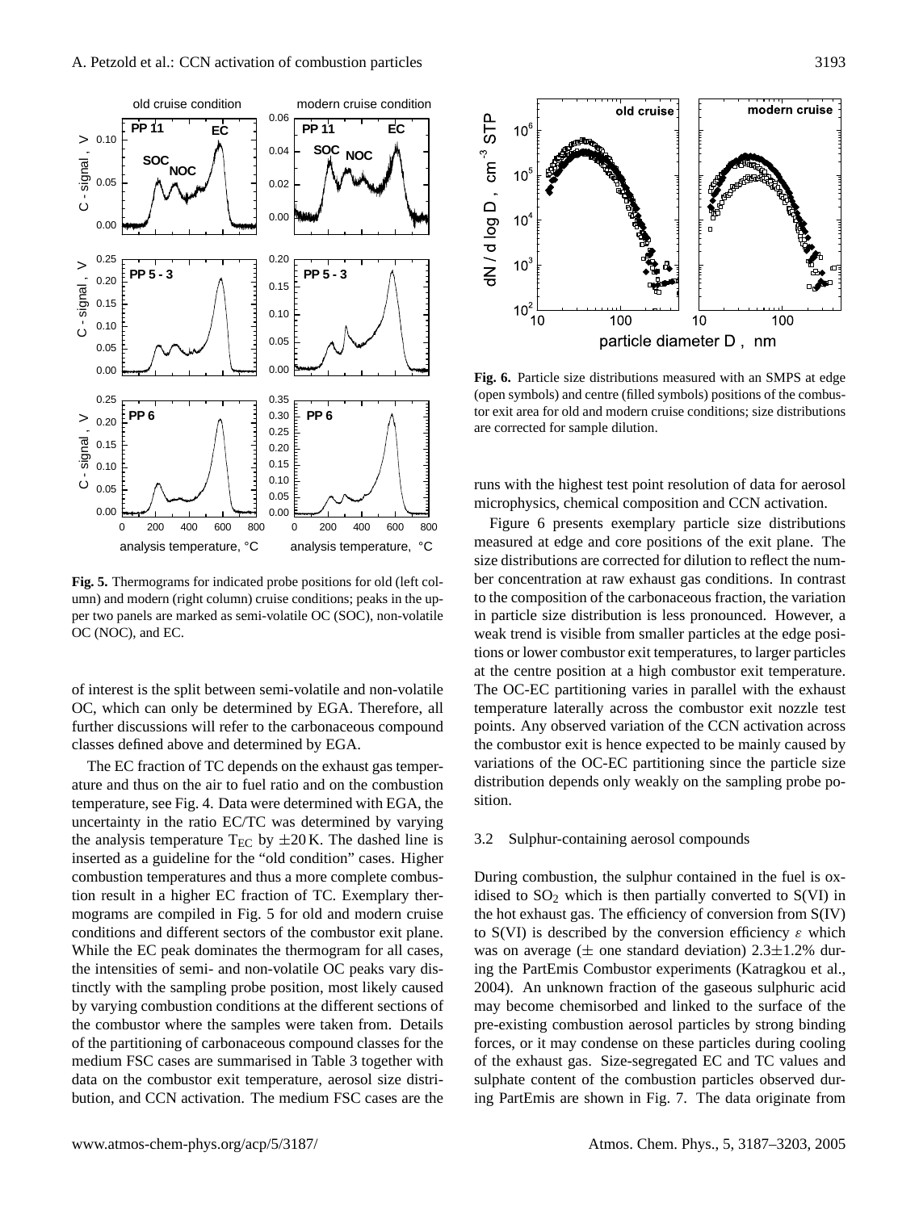old cruise condition

modern cruise condition

PP 11

EC

SOC

NOC

PP 5 - 3

PP 6

C - signal , V

analysis temperature, °C

**Fig. 5.** Thermograms for indicated probe positions for old (left column) and modern (right column) cruise conditions; peaks in the upper two panels are marked as semi-volatile OC (SOC), non-volatile OC (NOC), and EC.

old cruise

modern cruise

dN / d log D , cm$^{-3}$ STP

particle diameter D , nm

**Fig. 6.** Particle size distributions measured with an SMPS at edge (open symbols) and centre (filled symbols) positions of the combustor exit area for old and modern cruise conditions; size distributions are corrected for sample dilution.

of interest is the split between semi-volatile and non-volatile OC, which can only be determined by EGA. Therefore, all further discussions will refer to the carbonaceous compound classes defined above and determined by EGA.

The EC fraction of TC depends on the exhaust gas temperature and thus on the air to fuel ratio and on the combustion temperature, see Fig. 4. Data were determined with EGA, the uncertainty in the ratio EC/TC was determined by varying the analysis temperature $T_{EC}$ by $\pm 20$ K. The dashed line is inserted as a guideline for the "old condition" cases. Higher combustion temperatures and thus a more complete combustion result in a higher EC fraction of TC. Exemplary thermograms are compiled in Fig. 5 for old and modern cruise conditions and different sectors of the combustor exit plane. While the EC peak dominates the thermogram for all cases, the intensities of semi- and non-volatile OC peaks vary distinctly with the sampling probe position, most likely caused by varying combustion conditions at the different sections of the combustor where the samples were taken from. Details of the partitioning of carbonaceous compound classes for the medium FSC cases are summarised in Table 3 together with data on the combustor exit temperature, aerosol size distribution, and CCN activation. The medium FSC cases are the runs with the highest test point resolution of data for aerosol microphysics, chemical composition and CCN activation.

Figure 6 presents exemplary particle size distributions measured at edge and core positions of the exit plane. The size distributions are corrected for dilution to reflect the number concentration at raw exhaust gas conditions. In contrast to the composition of the carbonaceous fraction, the variation in particle size distribution is less pronounced. However, a weak trend is visible from smaller particles at the edge positions or lower combustor exit temperatures, to larger particles at the centre position at a high combustor exit temperature. The OC-EC partitioning varies in parallel with the exhaust temperature laterally across the combustor exit nozzle test points. Any observed variation of the CCN activation across the combustor exit is hence expected to be mainly caused by variations of the OC-EC partitioning since the particle size distribution depends only weakly on the sampling probe position.

### 3.2 Sulphur-containing aerosol compounds

During combustion, the sulphur contained in the fuel is oxidised to $SO_2$ which is then partially converted to S(VI) in the hot exhaust gas. The efficiency of conversion from S(IV) to S(VI) is described by the conversion efficiency $\varepsilon$ which was on average ($\pm$ one standard deviation) $2.3 \pm 1.2\%$ during the PartEmis Combustor experiments (Katragkou et al., 2004). An unknown fraction of the gaseous sulphuric acid may become chemisorbed and linked to the surface of the pre-existing combustion aerosol particles by strong binding forces, or it may condense on these particles during cooling of the exhaust gas. Size-segregated EC and TC values and sulphate content of the combustion particles observed during PartEmis are shown in Fig. 7. The data originate from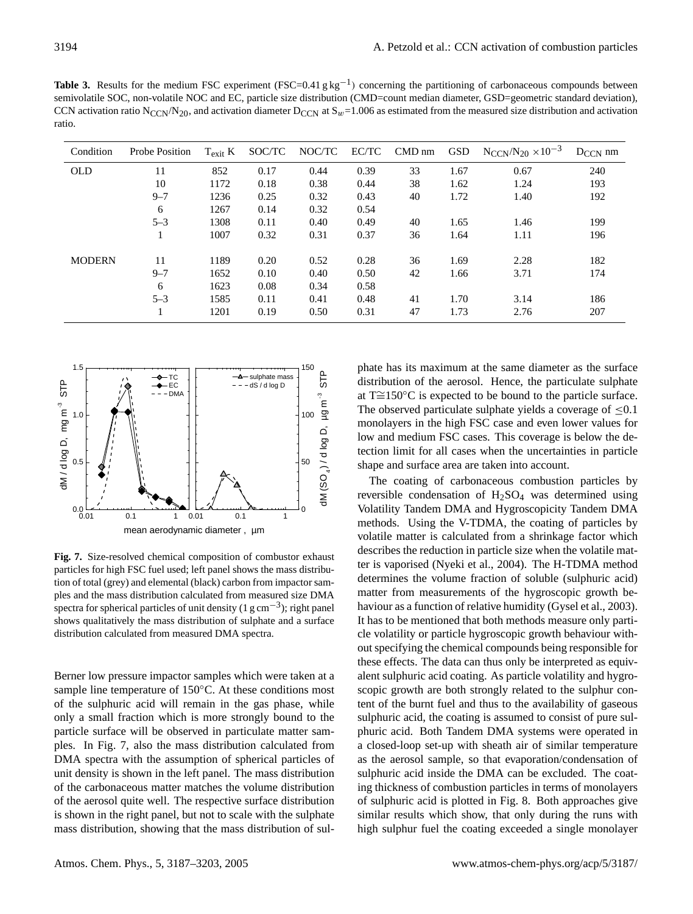**Table 3.** Results for the medium FSC experiment (FSC=0.41 g kg$^{-1}$) concerning the partitioning of carbonaceous compounds between semivolatile SOC, non-volatile NOC and EC, particle size distribution (CMD=count median diameter, GSD=geometric standard deviation), CCN activation ratio $N_{CCN}/N_{20}$, and activation diameter $D_{CCN}$ at $S_w$=1.006 as estimated from the measured size distribution and activation ratio.

| Condition | Probe Position | $T_{exit}$ K | SOC/TC | NOC/TC | EC/TC | CMD nm | GSD | $N_{CCN}/N_{20}$ $\times 10^{-3}$ | $D_{CCN}$ nm |
|---|---|---|---|---|---|---|---|---|---|
| OLD | 11 | 852 | 0.17 | 0.44 | 0.39 | 33 | 1.67 | 0.67 | 240 |
| | 10 | 1172 | 0.18 | 0.38 | 0.44 | 38 | 1.62 | 1.24 | 193 |
| | 9–7 | 1236 | 0.25 | 0.32 | 0.43 | 40 | 1.72 | 1.40 | 192 |
| | 6 | 1267 | 0.14 | 0.32 | 0.54 | | | | |
| | 5–3 | 1308 | 0.11 | 0.40 | 0.49 | 40 | 1.65 | 1.46 | 199 |
| | 1 | 1007 | 0.32 | 0.31 | 0.37 | 36 | 1.64 | 1.11 | 196 |
| MODERN | 11 | 1189 | 0.20 | 0.52 | 0.28 | 36 | 1.69 | 2.28 | 182 |
| | 9–7 | 1652 | 0.10 | 0.40 | 0.50 | 42 | 1.66 | 3.71 | 174 |
| | 6 | 1623 | 0.08 | 0.34 | 0.58 | | | | |
| | 5–3 | 1585 | 0.11 | 0.41 | 0.48 | 41 | 1.70 | 3.14 | 186 |
| | 1 | 1201 | 0.19 | 0.50 | 0.31 | 47 | 1.73 | 2.76 | 207 |

TC
EC
DMA
sulphate mass
dS / d log D
dM / d log D, mg m$^{-3}$ STP
dM (SO$_4$) / d log D, µg m$^{-3}$ STP
mean aerodynamic diameter , µm

**Fig. 7.** Size-resolved chemical composition of combustor exhaust particles for high FSC fuel used; left panel shows the mass distribution of total (grey) and elemental (black) carbon from impactor samples and the mass distribution calculated from measured size DMA spectra for spherical particles of unit density (1 g cm$^{-3}$); right panel shows qualitatively the mass distribution of sulphate and a surface distribution calculated from measured DMA spectra.

Berner low pressure impactor samples which were taken at a sample line temperature of 150°C. At these conditions most of the sulphuric acid will remain in the gas phase, while only a small fraction which is more strongly bound to the particle surface will be observed in particulate matter samples. In Fig. 7, also the mass distribution calculated from DMA spectra with the assumption of spherical particles of unit density is shown in the left panel. The mass distribution of the carbonaceous matter matches the volume distribution of the aerosol quite well. The respective surface distribution is shown in the right panel, but not to scale with the sulphate mass distribution, showing that the mass distribution of sulphate has its maximum at the same diameter as the surface distribution of the aerosol. Hence, the particulate sulphate at T≅150°C is expected to be bound to the particle surface. The observed particulate sulphate yields a coverage of ≤0.1 monolayers in the high FSC case and even lower values for low and medium FSC cases. This coverage is below the detection limit for all cases when the uncertainties in particle shape and surface area are taken into account.

The coating of carbonaceous combustion particles by reversible condensation of $H_2SO_4$ was determined using Volatility Tandem DMA and Hygroscopicity Tandem DMA methods. Using the V-TDMA, the coating of particles by volatile matter is calculated from a shrinkage factor which describes the reduction in particle size when the volatile matter is vaporised (Nyeki et al., 2004). The H-TDMA method determines the volume fraction of soluble (sulphuric acid) matter from measurements of the hygroscopic growth behaviour as a function of relative humidity (Gysel et al., 2003). It has to be mentioned that both methods measure only particle volatility or particle hygroscopic growth behaviour without specifying the chemical compounds being responsible for these effects. The data can thus only be interpreted as equivalent sulphuric acid coating. As particle volatility and hygroscopic growth are both strongly related to the sulphur content of the burnt fuel and thus to the availability of gaseous sulphuric acid, the coating is assumed to consist of pure sulphuric acid. Both Tandem DMA systems were operated in a closed-loop set-up with sheath air of similar temperature as the aerosol sample, so that evaporation/condensation of sulphuric acid inside the DMA can be excluded. The coating thickness of combustion particles in terms of monolayers of sulphuric acid is plotted in Fig. 8. Both approaches give similar results which show, that only during the runs with high sulphur fuel the coating exceeded a single monolayer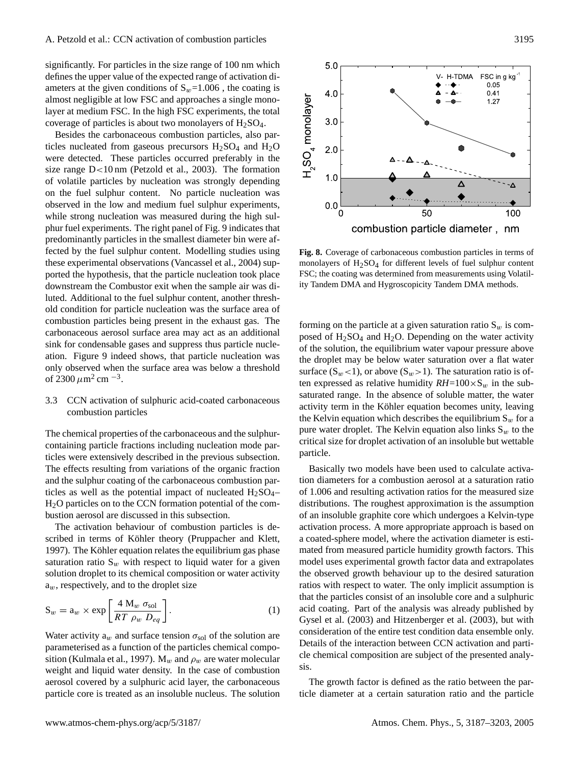significantly. For particles in the size range of 100 nm which defines the upper value of the expected range of activation diameters at the given conditions of $S_w$=1.006 , the coating is almost negligible at low FSC and approaches a single monolayer at medium FSC. In the high FSC experiments, the total coverage of particles is about two monolayers of $H_2SO_4$.

Besides the carbonaceous combustion particles, also particles nucleated from gaseous precursors $H_2SO_4$ and $H_2O$ were detected. These particles occurred preferably in the size range D<10 nm (Petzold et al., 2003). The formation of volatile particles by nucleation was strongly depending on the fuel sulphur content. No particle nucleation was observed in the low and medium fuel sulphur experiments, while strong nucleation was measured during the high sulphur fuel experiments. The right panel of Fig. 9 indicates that predominantly particles in the smallest diameter bin were affected by the fuel sulphur content. Modelling studies using these experimental observations (Vancassel et al., 2004) supported the hypothesis, that the particle nucleation took place downstream the Combustor exit when the sample air was diluted. Additional to the fuel sulphur content, another threshold condition for particle nucleation was the surface area of combustion particles being present in the exhaust gas. The carbonaceous aerosol surface area may act as an additional sink for condensable gases and suppress thus particle nucleation. Figure 9 indeed shows, that particle nucleation was only observed when the surface area was below a threshold of 2300 $\mu m^2$ $cm^{-3}$.

### 3.3 CCN activation of sulphuric acid-coated carbonaceous combustion particles

The chemical properties of the carbonaceous and the sulphur-containing particle fractions including nucleation mode particles were extensively described in the previous subsection. The effects resulting from variations of the organic fraction and the sulphur coating of the carbonaceous combustion particles as well as the potential impact of nucleated $H_2SO_4$–$H_2O$ particles on to the CCN formation potential of the combustion aerosol are discussed in this subsection.

The activation behaviour of combustion particles is described in terms of Köhler theory (Pruppacher and Klett, 1997). The Köhler equation relates the equilibrium gas phase saturation ratio $S_w$ with respect to liquid water for a given solution droplet to its chemical composition or water activity $a_w$, respectively, and to the droplet size

$$S_w = a_w \times \exp\left[\frac{4\, M_w\, \sigma_{sol}}{RT\, \rho_w\, D_{eq}}\right]. \quad (1)$$

Water activity $a_w$ and surface tension $\sigma_{sol}$ of the solution are parameterised as a function of the particles chemical composition (Kulmala et al., 1997). $M_w$ and $\rho_w$ are water molecular weight and liquid water density. In the case of combustion aerosol covered by a sulphuric acid layer, the carbonaceous particle core is treated as an insoluble nucleus. The solution

5.0
4.0
3.0
2.0
1.0
0.0
$H_2SO_4$ monolayer
0
50
100
combustion particle diameter , nm
V- H-TDMA FSC in g kg$^{-1}$
0.05
0.41
1.27

**Fig. 8.** Coverage of carbonaceous combustion particles in terms of monolayers of $H_2SO_4$ for different levels of fuel sulphur content FSC; the coating was determined from measurements using Volatility Tandem DMA and Hygroscopicity Tandem DMA methods.

forming on the particle at a given saturation ratio $S_w$ is composed of $H_2SO_4$ and $H_2O$. Depending on the water activity of the solution, the equilibrium water vapour pressure above the droplet may be below water saturation over a flat water surface ($S_w$<1), or above ($S_w$>1). The saturation ratio is often expressed as relative humidity $RH$=100×$S_w$ in the subsaturated range. In the absence of soluble matter, the water activity term in the Köhler equation becomes unity, leaving the Kelvin equation which describes the equilibrium $S_w$ for a pure water droplet. The Kelvin equation also links $S_w$ to the critical size for droplet activation of an insoluble but wettable particle.

Basically two models have been used to calculate activation diameters for a combustion aerosol at a saturation ratio of 1.006 and resulting activation ratios for the measured size distributions. The roughest approximation is the assumption of an insoluble graphite core which undergoes a Kelvin-type activation process. A more appropriate approach is based on a coated-sphere model, where the activation diameter is estimated from measured particle humidity growth factors. This model uses experimental growth factor data and extrapolates the observed growth behaviour up to the desired saturation ratios with respect to water. The only implicit assumption is that the particles consist of an insoluble core and a sulphuric acid coating. Part of the analysis was already published by Gysel et al. (2003) and Hitzenberger et al. (2003), but with consideration of the entire test condition data ensemble only. Details of the interaction between CCN activation and particle chemical composition are subject of the presented analysis.

The growth factor is defined as the ratio between the particle diameter at a certain saturation ratio and the particle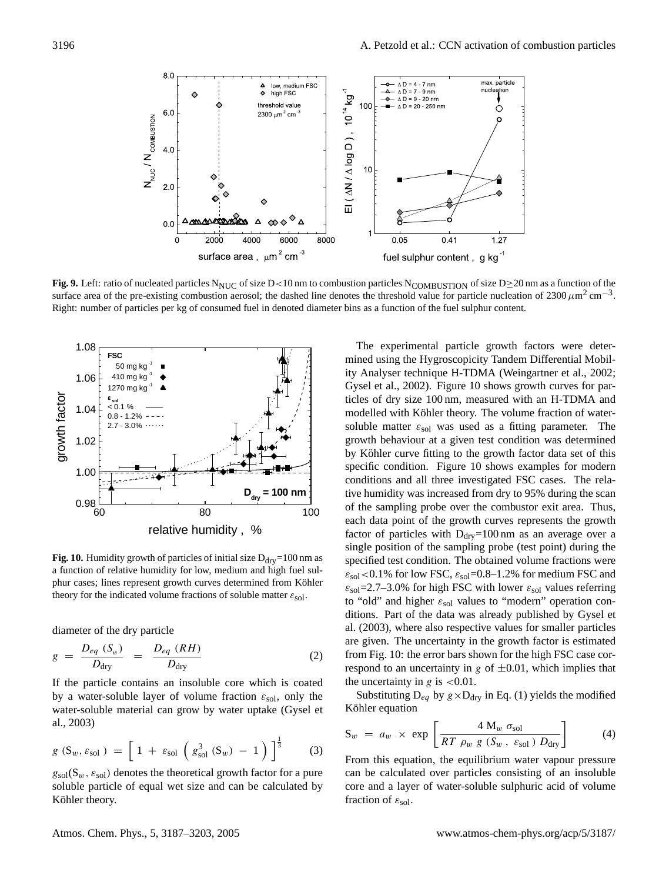0.0
2.0
4.0
6.0
8.0
0 2000 4000 6000 8000
surface area , μm² cm⁻³
N_NUC / N_COMBUSTION
low, medium FSC
high FSC
threshold value
2300 μm² cm⁻³

ΔD = 4 - 7 nm
ΔD = 7 - 9 nm
ΔD = 9 - 20 nm
ΔD = 20 - 250 nm
max. particle nucleation
EI ( ΔN / Δ log D ) , 10¹⁴ kg⁻¹
1
10
100
0.05 0.41 1.27
fuel sulphur content , g kg⁻¹

**Fig. 9.** Left: ratio of nucleated particles $N_{NUC}$ of size D<10 nm to combustion particles $N_{COMBUSTION}$ of size D≥20 nm as a function of the surface area of the pre-existing combustion aerosol; the dashed line denotes the threshold value for particle nucleation of $2300\,\mu m^2\,cm^{-3}$. Right: number of particles per kg of consumed fuel in denoted diameter bins as a function of the fuel sulphur content.

FSC
50 mg kg⁻¹
410 mg kg⁻¹
1270 mg kg⁻¹
ε_sol
< 0.1 %
0.8 - 1.2%
2.7 - 3.0%
D_dry = 100 nm
growth factor
0.98
1.00
1.02
1.04
1.06
1.08
60 80 100
relative humidity , %

**Fig. 10.** Humidity growth of particles of initial size $D_{dry}$=100 nm as a function of relative humidity for low, medium and high fuel sulphur cases; lines represent growth curves determined from Köhler theory for the indicated volume fractions of soluble matter $\varepsilon_{sol}$.

diameter of the dry particle

$$g = \frac{D_{eq}\,(S_w)}{D_{dry}} = \frac{D_{eq}\,(RH)}{D_{dry}} \tag{2}$$

If the particle contains an insoluble core which is coated by a water-soluble layer of volume fraction $\varepsilon_{sol}$, only the water-soluble material can grow by water uptake (Gysel et al., 2003)

$$g\,(S_w, \varepsilon_{sol}) = \left[\,1 + \varepsilon_{sol}\,\left(g_{sol}^3\,(S_w) - 1\right)\right]^{\frac{1}{3}} \tag{3}$$

$g_{sol}(S_w, \varepsilon_{sol})$ denotes the theoretical growth factor for a pure soluble particle of equal wet size and can be calculated by Köhler theory.

The experimental particle growth factors were determined using the Hygroscopicity Tandem Differential Mobility Analyser technique H-TDMA (Weingartner et al., 2002; Gysel et al., 2002). Figure 10 shows growth curves for particles of dry size 100 nm, measured with an H-TDMA and modelled with Köhler theory. The volume fraction of water-soluble matter $\varepsilon_{sol}$ was used as a fitting parameter. The growth behaviour at a given test condition was determined by Köhler curve fitting to the growth factor data set of this specific condition. Figure 10 shows examples for modern conditions and all three investigated FSC cases. The relative humidity was increased from dry to 95% during the scan of the sampling probe over the combustor exit area. Thus, each data point of the growth curves represents the growth factor of particles with $D_{dry}$=100 nm as an average over a single position of the sampling probe (test point) during the specified test condition. The obtained volume fractions were $\varepsilon_{sol}$<0.1% for low FSC, $\varepsilon_{sol}$=0.8–1.2% for medium FSC and $\varepsilon_{sol}$=2.7–3.0% for high FSC with lower $\varepsilon_{sol}$ values referring to "old" and higher $\varepsilon_{sol}$ values to "modern" operation conditions. Part of the data was already published by Gysel et al. (2003), where also respective values for smaller particles are given. The uncertainty in the growth factor is estimated from Fig. 10: the error bars shown for the high FSC case correspond to an uncertainty in $g$ of ±0.01, which implies that the uncertainty in $g$ is <0.01.

Substituting $D_{eq}$ by $g \times D_{dry}$ in Eq. (1) yields the modified Köhler equation

$$S_w = a_w \times \exp\left[\frac{4\,M_w\,\sigma_{sol}}{RT\,\rho_w\,g\,(S_w\,,\,\varepsilon_{sol})\,D_{dry}}\right] \tag{4}$$

From this equation, the equilibrium water vapour pressure can be calculated over particles consisting of an insoluble core and a layer of water-soluble sulphuric acid of volume fraction of $\varepsilon_{sol}$.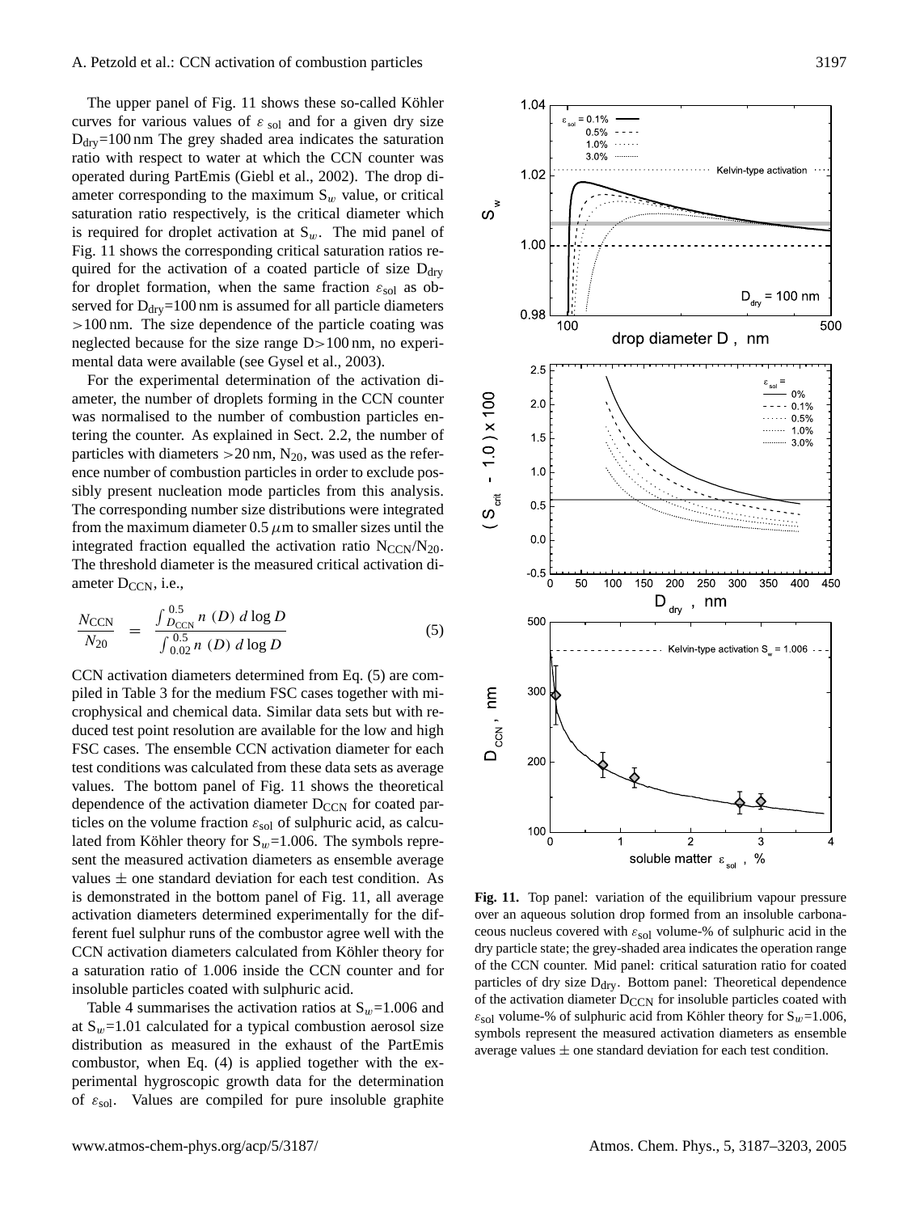The upper panel of Fig. 11 shows these so-called Köhler curves for various values of $\varepsilon_{sol}$ and for a given dry size $D_{dry}$=100 nm The grey shaded area indicates the saturation ratio with respect to water at which the CCN counter was operated during PartEmis (Giebl et al., 2002). The drop diameter corresponding to the maximum $S_w$ value, or critical saturation ratio respectively, is the critical diameter which is required for droplet activation at $S_w$. The mid panel of Fig. 11 shows the corresponding critical saturation ratios required for the activation of a coated particle of size $D_{dry}$ for droplet formation, when the same fraction $\varepsilon_{sol}$ as observed for $D_{dry}$=100 nm is assumed for all particle diameters >100 nm. The size dependence of the particle coating was neglected because for the size range D>100 nm, no experimental data were available (see Gysel et al., 2003).

For the experimental determination of the activation diameter, the number of droplets forming in the CCN counter was normalised to the number of combustion particles entering the counter. As explained in Sect. 2.2, the number of particles with diameters >20 nm, $N_{20}$, was used as the reference number of combustion particles in order to exclude possibly present nucleation mode particles from this analysis. The corresponding number size distributions were integrated from the maximum diameter 0.5 $\mu$m to smaller sizes until the integrated fraction equalled the activation ratio $N_{CCN}/N_{20}$. The threshold diameter is the measured critical activation diameter $D_{CCN}$, i.e.,

$$\frac{N_{\text{CCN}}}{N_{20}} = \frac{\int_{D_{\text{CCN}}}^{0.5} n\ (D)\ d\log D}{\int_{0.02}^{0.5} n\ (D)\ d\log D} \tag{5}$$

CCN activation diameters determined from Eq. (5) are compiled in Table 3 for the medium FSC cases together with microphysical and chemical data. Similar data sets but with reduced test point resolution are available for the low and high FSC cases. The ensemble CCN activation diameter for each test conditions was calculated from these data sets as average values. The bottom panel of Fig. 11 shows the theoretical dependence of the activation diameter $D_{CCN}$ for coated particles on the volume fraction $\varepsilon_{sol}$ of sulphuric acid, as calculated from Köhler theory for $S_w$=1.006. The symbols represent the measured activation diameters as ensemble average values ± one standard deviation for each test condition. As is demonstrated in the bottom panel of Fig. 11, all average activation diameters determined experimentally for the different fuel sulphur runs of the combustor agree well with the CCN activation diameters calculated from Köhler theory for a saturation ratio of 1.006 inside the CCN counter and for insoluble particles coated with sulphuric acid.

Table 4 summarises the activation ratios at $S_w$=1.006 and at $S_w$=1.01 calculated for a typical combustion aerosol size distribution as measured in the exhaust of the PartEmis combustor, when Eq. (4) is applied together with the experimental hygroscopic growth data for the determination of $\varepsilon_{sol}$. Values are compiled for pure insoluble graphite

**Fig. 11.** Top panel: variation of the equilibrium vapour pressure over an aqueous solution drop formed from an insoluble carbonaceous nucleus covered with $\varepsilon_{sol}$ volume-% of sulphuric acid in the dry particle state; the grey-shaded area indicates the operation range of the CCN counter. Mid panel: critical saturation ratio for coated particles of dry size $D_{dry}$. Bottom panel: Theoretical dependence of the activation diameter $D_{CCN}$ for insoluble particles coated with $\varepsilon_{sol}$ volume-% of sulphuric acid from Köhler theory for $S_w$=1.006, symbols represent the measured activation diameters as ensemble average values ± one standard deviation for each test condition.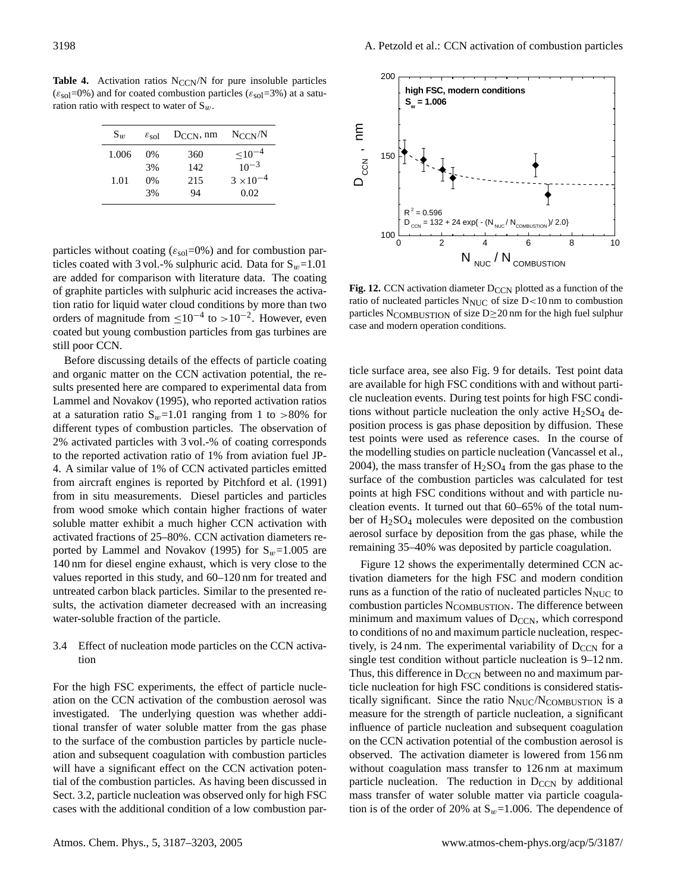**Table 4.** Activation ratios $N_{CCN}/N$ for pure insoluble particles ($\varepsilon_{sol}$=0%) and for coated combustion particles ($\varepsilon_{sol}$=3%) at a saturation ratio with respect to water of $S_w$.

| $S_w$ | $\varepsilon_{sol}$ | $D_{CCN}$, nm | $N_{CCN}/N$ |
|---|---|---|---|
| 1.006 | 0% | 360 | $\leq 10^{-4}$ |
| | 3% | 142 | $10^{-3}$ |
| 1.01 | 0% | 215 | $3 \times 10^{-4}$ |
| | 3% | 94 | 0.02 |

particles without coating ($\varepsilon_{sol}$=0%) and for combustion particles coated with 3 vol.-% sulphuric acid. Data for $S_w$=1.01 are added for comparison with literature data. The coating of graphite particles with sulphuric acid increases the activation ratio for liquid water cloud conditions by more than two orders of magnitude from $\leq 10^{-4}$ to $>10^{-2}$. However, even coated but young combustion particles from gas turbines are still poor CCN.

Before discussing details of the effects of particle coating and organic matter on the CCN activation potential, the results presented here are compared to experimental data from Lammel and Novakov (1995), who reported activation ratios at a saturation ratio $S_w$=1.01 ranging from 1 to >80% for different types of combustion particles. The observation of 2% activated particles with 3 vol.-% of coating corresponds to the reported activation ratio of 1% from aviation fuel JP-4. A similar value of 1% of CCN activated particles emitted from aircraft engines is reported by Pitchford et al. (1991) from in situ measurements. Diesel particles and particles from wood smoke which contain higher fractions of water soluble matter exhibit a much higher CCN activation with activated fractions of 25–80%. CCN activation diameters reported by Lammel and Novakov (1995) for $S_w$=1.005 are 140 nm for diesel engine exhaust, which is very close to the values reported in this study, and 60–120 nm for treated and untreated carbon black particles. Similar to the presented results, the activation diameter decreased with an increasing water-soluble fraction of the particle.

### 3.4 Effect of nucleation mode particles on the CCN activation

For the high FSC experiments, the effect of particle nucleation on the CCN activation of the combustion aerosol was investigated. The underlying question was whether additional transfer of water soluble matter from the gas phase to the surface of the combustion particles by particle nucleation and subsequent coagulation with combustion particles will have a significant effect on the CCN activation potential of the combustion particles. As having been discussed in Sect. 3.2, particle nucleation was observed only for high FSC cases with the additional condition of a low combustion particle surface area, see also Fig. 9 for details. Test point data are available for high FSC conditions with and without particle nucleation events. During test points for high FSC conditions without particle nucleation the only active $H_2SO_4$ deposition process is gas phase deposition by diffusion. These test points were used as reference cases. In the course of the modelling studies on particle nucleation (Vancassel et al., 2004), the mass transfer of $H_2SO_4$ from the gas phase to the surface of the combustion particles was calculated for test points at high FSC conditions without and with particle nucleation events. It turned out that 60–65% of the total number of $H_2SO_4$ molecules were deposited on the combustion aerosol surface by deposition from the gas phase, while the remaining 35–40% was deposited by particle coagulation.

high FSC, modern conditions
$S_w$ = 1.006
$R^2$ = 0.596
$D_{CCN} = 132 + 24 \exp\{-(N_{NUC}/N_{COMBUSTION})/2.0\}$
$D_{CCN}$, nm
$N_{NUC}/N_{COMBUSTION}$
200, 150, 100
0, 2, 4, 6, 8, 10

**Fig. 12.** CCN activation diameter $D_{CCN}$ plotted as a function of the ratio of nucleated particles $N_{NUC}$ of size D<10 nm to combustion particles $N_{COMBUSTION}$ of size D≥20 nm for the high fuel sulphur case and modern operation conditions.

Figure 12 shows the experimentally determined CCN activation diameters for the high FSC and modern condition runs as a function of the ratio of nucleated particles $N_{NUC}$ to combustion particles $N_{COMBUSTION}$. The difference between minimum and maximum values of $D_{CCN}$, which correspond to conditions of no and maximum particle nucleation, respectively, is 24 nm. The experimental variability of $D_{CCN}$ for a single test condition without particle nucleation is 9–12 nm. Thus, this difference in $D_{CCN}$ between no and maximum particle nucleation for high FSC conditions is considered statistically significant. Since the ratio $N_{NUC}/N_{COMBUSTION}$ is a measure for the strength of particle nucleation, a significant influence of particle nucleation and subsequent coagulation on the CCN activation potential of the combustion aerosol is observed. The activation diameter is lowered from 156 nm without coagulation mass transfer to 126 nm at maximum particle nucleation. The reduction in $D_{CCN}$ by additional mass transfer of water soluble matter via particle coagulation is of the order of 20% at $S_w$=1.006. The dependence of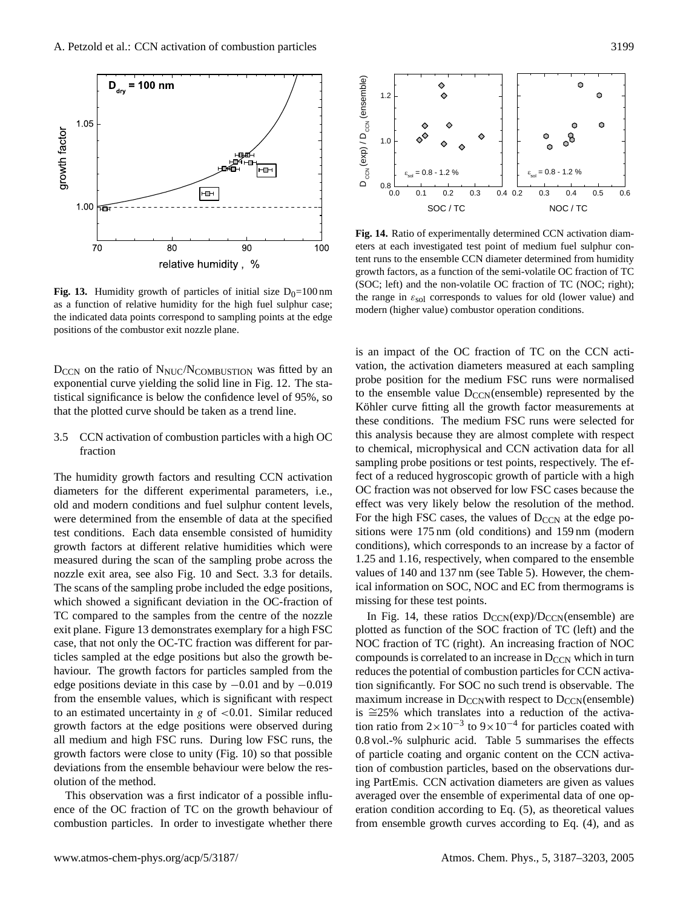$D_{dry}$ = 100 nm

growth factor

1.05

1.00

70 80 90 100

relative humidity , %

**Fig. 13.** Humidity growth of particles of initial size $D_0$=100 nm as a function of relative humidity for the high fuel sulphur case; the indicated data points correspond to sampling points at the edge positions of the combustor exit nozzle plane.

$D_{CCN}$ (exp) / $D_{CCN}$ (ensemble)

1.2

1.0

0.8

$\varepsilon_{sol}$ = 0.8 - 1.2 %

0.0 0.1 0.2 0.3 0.4

SOC / TC

$\varepsilon_{sol}$ = 0.8 - 1.2 %

0.2 0.3 0.4 0.5 0.6

NOC / TC

**Fig. 14.** Ratio of experimentally determined CCN activation diameters at each investigated test point of medium fuel sulphur content runs to the ensemble CCN diameter determined from humidity growth factors, as a function of the semi-volatile OC fraction of TC (SOC; left) and the non-volatile OC fraction of TC (NOC; right); the range in $\varepsilon_{sol}$ corresponds to values for old (lower value) and modern (higher value) combustor operation conditions.

$D_{CCN}$ on the ratio of $N_{NUC}/N_{COMBUSTION}$ was fitted by an exponential curve yielding the solid line in Fig. 12. The statistical significance is below the confidence level of 95%, so that the plotted curve should be taken as a trend line.

### 3.5 CCN activation of combustion particles with a high OC fraction

The humidity growth factors and resulting CCN activation diameters for the different experimental parameters, i.e., old and modern conditions and fuel sulphur content levels, were determined from the ensemble of data at the specified test conditions. Each data ensemble consisted of humidity growth factors at different relative humidities which were measured during the scan of the sampling probe across the nozzle exit area, see also Fig. 10 and Sect. 3.3 for details. The scans of the sampling probe included the edge positions, which showed a significant deviation in the OC-fraction of TC compared to the samples from the centre of the nozzle exit plane. Figure 13 demonstrates exemplary for a high FSC case, that not only the OC-TC fraction was different for particles sampled at the edge positions but also the growth behaviour. The growth factors for particles sampled from the edge positions deviate in this case by −0.01 and by −0.019 from the ensemble values, which is significant with respect to an estimated uncertainty in $g$ of <0.01. Similar reduced growth factors at the edge positions were observed during all medium and high FSC runs. During low FSC runs, the growth factors were close to unity (Fig. 10) so that possible deviations from the ensemble behaviour were below the resolution of the method.

This observation was a first indicator of a possible influence of the OC fraction of TC on the growth behaviour of combustion particles. In order to investigate whether there is an impact of the OC fraction of TC on the CCN activation, the activation diameters measured at each sampling probe position for the medium FSC runs were normalised to the ensemble value $D_{CCN}$(ensemble) represented by the Köhler curve fitting all the growth factor measurements at these conditions. The medium FSC runs were selected for this analysis because they are almost complete with respect to chemical, microphysical and CCN activation data for all sampling probe positions or test points, respectively. The effect of a reduced hygroscopic growth of particle with a high OC fraction was not observed for low FSC cases because the effect was very likely below the resolution of the method. For the high FSC cases, the values of $D_{CCN}$ at the edge positions were 175 nm (old conditions) and 159 nm (modern conditions), which corresponds to an increase by a factor of 1.25 and 1.16, respectively, when compared to the ensemble values of 140 and 137 nm (see Table 5). However, the chemical information on SOC, NOC and EC from thermograms is missing for these test points.

In Fig. 14, these ratios $D_{CCN}$(exp)/$D_{CCN}$(ensemble) are plotted as function of the SOC fraction of TC (left) and the NOC fraction of TC (right). An increasing fraction of NOC compounds is correlated to an increase in $D_{CCN}$ which in turn reduces the potential of combustion particles for CCN activation significantly. For SOC no such trend is observable. The maximum increase in $D_{CCN}$ with respect to $D_{CCN}$(ensemble) is ≅25% which translates into a reduction of the activation ratio from $2\times10^{-3}$ to $9\times10^{-4}$ for particles coated with 0.8 vol.-% sulphuric acid. Table 5 summarises the effects of particle coating and organic content on the CCN activation of combustion particles, based on the observations during PartEmis. CCN activation diameters are given as values averaged over the ensemble of experimental data of one operation condition according to Eq. (5), as theoretical values from ensemble growth curves according to Eq. (4), and as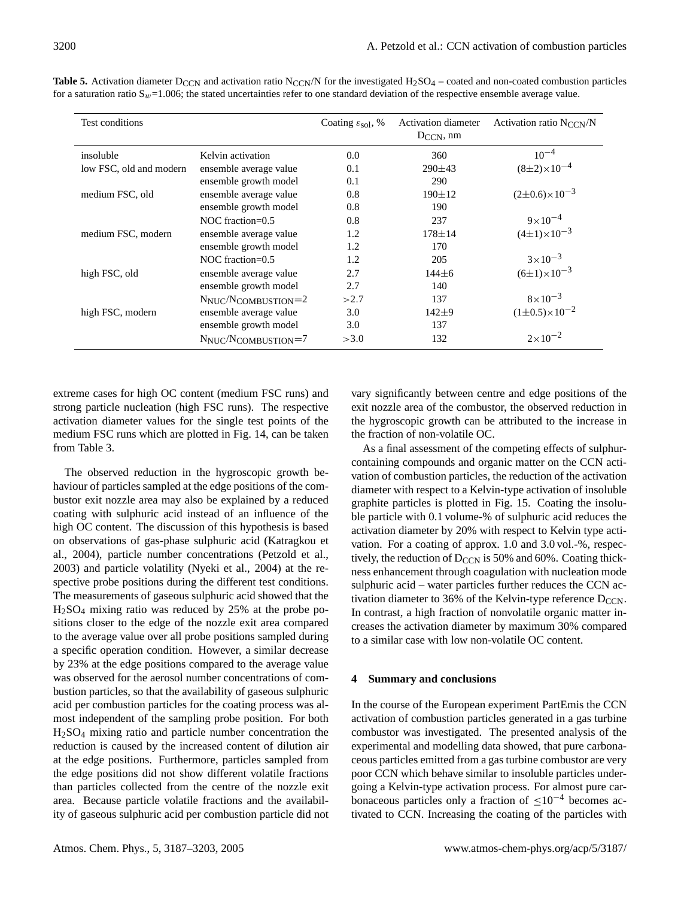**Table 5.** Activation diameter $D_{CCN}$ and activation ratio $N_{CCN}/N$ for the investigated $H_2SO_4$ – coated and non-coated combustion particles for a saturation ratio $S_w$=1.006; the stated uncertainties refer to one standard deviation of the respective ensemble average value.

| Test conditions | | Coating $\varepsilon_{sol}$, % | Activation diameter $D_{CCN}$, nm | Activation ratio $N_{CCN}/N$ |
|---|---|---|---|---|
| insoluble | Kelvin activation | 0.0 | 360 | $10^{-4}$ |
| low FSC, old and modern | ensemble average value | 0.1 | 290±43 | $(8\pm2)\times10^{-4}$ |
| | ensemble growth model | 0.1 | 290 | |
| medium FSC, old | ensemble average value | 0.8 | 190±12 | $(2\pm0.6)\times10^{-3}$ |
| | ensemble growth model | 0.8 | 190 | |
| | NOC fraction=0.5 | 0.8 | 237 | $9\times10^{-4}$ |
| medium FSC, modern | ensemble average value | 1.2 | 178±14 | $(4\pm1)\times10^{-3}$ |
| | ensemble growth model | 1.2 | 170 | |
| | NOC fraction=0.5 | 1.2 | 205 | $3\times10^{-3}$ |
| high FSC, old | ensemble average value | 2.7 | 144±6 | $(6\pm1)\times10^{-3}$ |
| | ensemble growth model | 2.7 | 140 | |
| | $N_{NUC}/N_{COMBUSTION}$=2 | >2.7 | 137 | $8\times10^{-3}$ |
| high FSC, modern | ensemble average value | 3.0 | 142±9 | $(1\pm0.5)\times10^{-2}$ |
| | ensemble growth model | 3.0 | 137 | |
| | $N_{NUC}/N_{COMBUSTION}$=7 | >3.0 | 132 | $2\times10^{-2}$ |

extreme cases for high OC content (medium FSC runs) and strong particle nucleation (high FSC runs). The respective activation diameter values for the single test points of the medium FSC runs which are plotted in Fig. 14, can be taken from Table 3.

The observed reduction in the hygroscopic growth behaviour of particles sampled at the edge positions of the combustor exit nozzle area may also be explained by a reduced coating with sulphuric acid instead of an influence of the high OC content. The discussion of this hypothesis is based on observations of gas-phase sulphuric acid (Katragkou et al., 2004), particle number concentrations (Petzold et al., 2003) and particle volatility (Nyeki et al., 2004) at the respective probe positions during the different test conditions. The measurements of gaseous sulphuric acid showed that the $H_2SO_4$ mixing ratio was reduced by 25% at the probe positions closer to the edge of the nozzle exit area compared to the average value over all probe positions sampled during a specific operation condition. However, a similar decrease by 23% at the edge positions compared to the average value was observed for the aerosol number concentrations of combustion particles, so that the availability of gaseous sulphuric acid per combustion particle for the coating process was almost independent of the sampling probe position. For both $H_2SO_4$ mixing ratio and particle number concentration the reduction is caused by the increased content of dilution air at the edge positions. Furthermore, particles sampled from the edge positions did not show different volatile fractions than particles collected from the centre of the nozzle exit area. Because particle volatile fractions and the availability of gaseous sulphuric acid per combustion particle did not vary significantly between centre and edge positions of the exit nozzle area of the combustor, the observed reduction in the hygroscopic growth can be attributed to the increase in the fraction of non-volatile OC.

As a final assessment of the competing effects of sulphur-containing compounds and organic matter on the CCN activation of combustion particles, the reduction of the activation diameter with respect to a Kelvin-type activation of insoluble graphite particles is plotted in Fig. 15. Coating the insoluble particle with 0.1 volume-% of sulphuric acid reduces the activation diameter by 20% with respect to Kelvin type activation. For a coating of approx. 1.0 and 3.0 vol.-%, respectively, the reduction of $D_{CCN}$ is 50% and 60%. Coating thickness enhancement through coagulation with nucleation mode sulphuric acid – water particles further reduces the CCN activation diameter to 36% of the Kelvin-type reference $D_{CCN}$. In contrast, a high fraction of nonvolatile organic matter increases the activation diameter by maximum 30% compared to a similar case with low non-volatile OC content.

## 4 Summary and conclusions

In the course of the European experiment PartEmis the CCN activation of combustion particles generated in a gas turbine combustor was investigated. The presented analysis of the experimental and modelling data showed, that pure carbonaceous particles emitted from a gas turbine combustor are very poor CCN which behave similar to insoluble particles undergoing a Kelvin-type activation process. For almost pure carbonaceous particles only a fraction of $\leq10^{-4}$ becomes activated to CCN. Increasing the coating of the particles with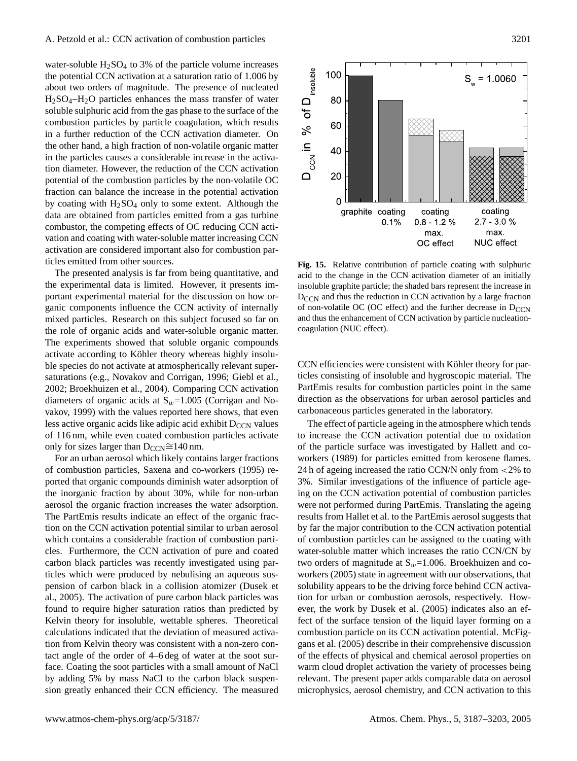water-soluble $H_2SO_4$ to 3% of the particle volume increases the potential CCN activation at a saturation ratio of 1.006 by about two orders of magnitude. The presence of nucleated $H_2SO_4$–$H_2O$ particles enhances the mass transfer of water soluble sulphuric acid from the gas phase to the surface of the combustion particles by particle coagulation, which results in a further reduction of the CCN activation diameter. On the other hand, a high fraction of non-volatile organic matter in the particles causes a considerable increase in the activation diameter. However, the reduction of the CCN activation potential of the combustion particles by the non-volatile OC fraction can balance the increase in the potential activation by coating with $H_2SO_4$ only to some extent. Although the data are obtained from particles emitted from a gas turbine combustor, the competing effects of OC reducing CCN activation and coating with water-soluble matter increasing CCN activation are considered important also for combustion particles emitted from other sources.

The presented analysis is far from being quantitative, and the experimental data is limited. However, it presents important experimental material for the discussion on how organic components influence the CCN activity of internally mixed particles. Research on this subject focused so far on the role of organic acids and water-soluble organic matter. The experiments showed that soluble organic compounds activate according to Köhler theory whereas highly insoluble species do not activate at atmospherically relevant supersaturations (e.g., Novakov and Corrigan, 1996; Giebl et al., 2002; Broekhuizen et al., 2004). Comparing CCN activation diameters of organic acids at $S_w$=1.005 (Corrigan and Novakov, 1999) with the values reported here shows, that even less active organic acids like adipic acid exhibit $D_{CCN}$ values of 116 nm, while even coated combustion particles activate only for sizes larger than $D_{CCN} \cong 140$ nm.

For an urban aerosol which likely contains larger fractions of combustion particles, Saxena and co-workers (1995) reported that organic compounds diminish water adsorption of the inorganic fraction by about 30%, while for non-urban aerosol the organic fraction increases the water adsorption. The PartEmis results indicate an effect of the organic fraction on the CCN activation potential similar to urban aerosol which contains a considerable fraction of combustion particles. Furthermore, the CCN activation of pure and coated carbon black particles was recently investigated using particles which were produced by nebulising an aqueous suspension of carbon black in a collision atomizer (Dusek et al., 2005). The activation of pure carbon black particles was found to require higher saturation ratios than predicted by Kelvin theory for insoluble, wettable spheres. Theoretical calculations indicated that the deviation of measured activation from Kelvin theory was consistent with a non-zero contact angle of the order of 4–6 deg of water at the soot surface. Coating the soot particles with a small amount of NaCl by adding 5% by mass NaCl to the carbon black suspension greatly enhanced their CCN efficiency. The measured

$S_w$ = 1.0060
$D_{CCN}$ in % of $D_{insoluble}$
0
20
40
60
80
100
graphite
coating 0.1%
coating 0.8 - 1.2 % max. OC effect
coating 2.7 - 3.0 % max. NUC effect

**Fig. 15.** Relative contribution of particle coating with sulphuric acid to the change in the CCN activation diameter of an initially insoluble graphite particle; the shaded bars represent the increase in $D_{CCN}$ and thus the reduction in CCN activation by a large fraction of non-volatile OC (OC effect) and the further decrease in $D_{CCN}$ and thus the enhancement of CCN activation by particle nucleation-coagulation (NUC effect).

CCN efficiencies were consistent with Köhler theory for particles consisting of insoluble and hygroscopic material. The PartEmis results for combustion particles point in the same direction as the observations for urban aerosol particles and carbonaceous particles generated in the laboratory.

The effect of particle ageing in the atmosphere which tends to increase the CCN activation potential due to oxidation of the particle surface was investigated by Hallett and coworkers (1989) for particles emitted from kerosene flames. 24 h of ageing increased the ratio CCN/N only from <2% to 3%. Similar investigations of the influence of particle ageing on the CCN activation potential of combustion particles were not performed during PartEmis. Translating the ageing results from Hallet et al. to the PartEmis aerosol suggests that by far the major contribution to the CCN activation potential of combustion particles can be assigned to the coating with water-soluble matter which increases the ratio CCN/CN by two orders of magnitude at $S_w$=1.006. Broekhuizen and coworkers (2005) state in agreement with our observations, that solubility appears to be the driving force behind CCN activation for urban or combustion aerosols, respectively. However, the work by Dusek et al. (2005) indicates also an effect of the surface tension of the liquid layer forming on a combustion particle on its CCN activation potential. McFiggans et al. (2005) describe in their comprehensive discussion of the effects of physical and chemical aerosol properties on warm cloud droplet activation the variety of processes being relevant. The present paper adds comparable data on aerosol microphysics, aerosol chemistry, and CCN activation to this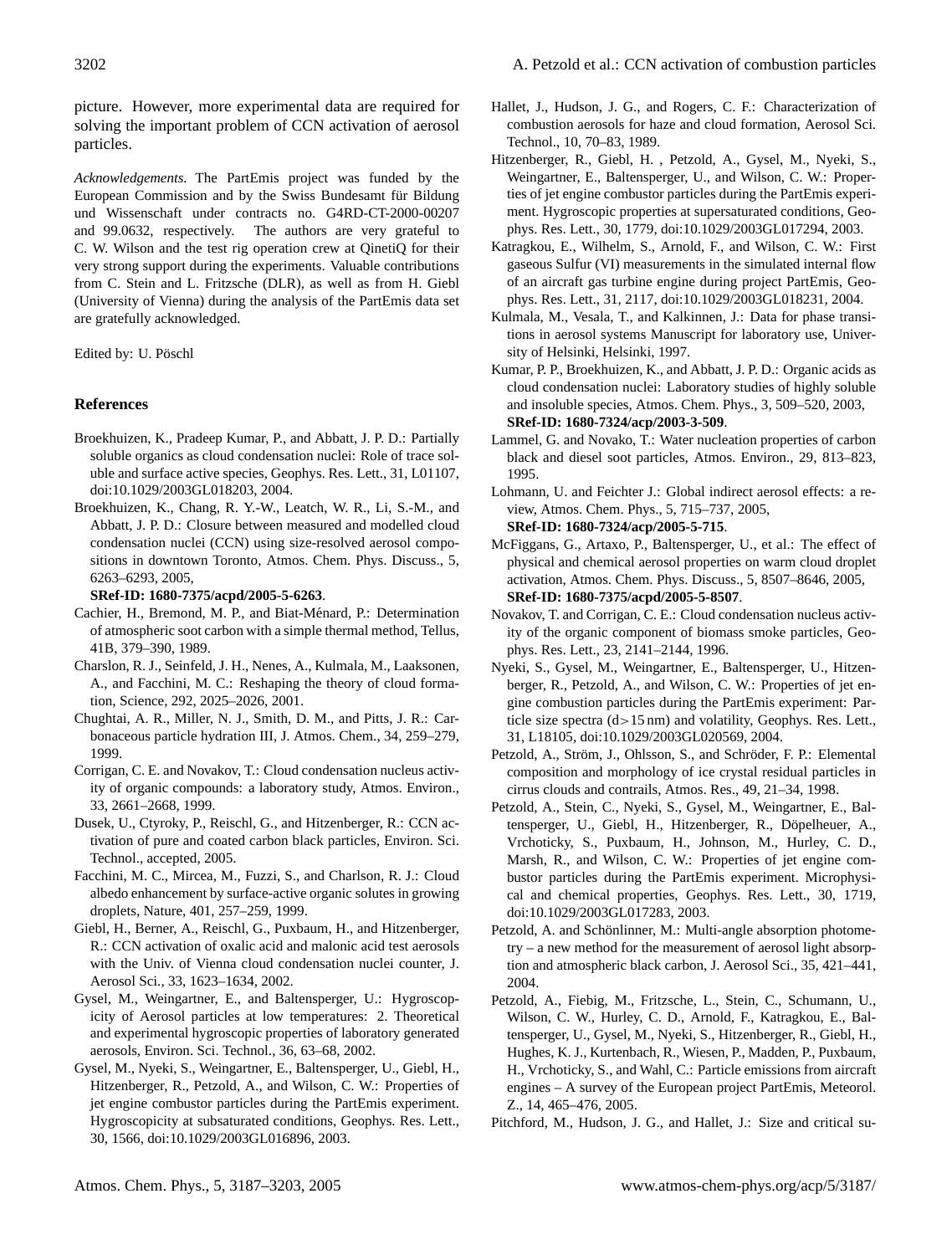picture. However, more experimental data are required for solving the important problem of CCN activation of aerosol particles.

*Acknowledgements.* The PartEmis project was funded by the European Commission and by the Swiss Bundesamt für Bildung und Wissenschaft under contracts no. G4RD-CT-2000-00207 and 99.0632, respectively. The authors are very grateful to C. W. Wilson and the test rig operation crew at QinetiQ for their very strong support during the experiments. Valuable contributions from C. Stein and L. Fritzsche (DLR), as well as from H. Giebl (University of Vienna) during the analysis of the PartEmis data set are gratefully acknowledged.

Edited by: U. Pöschl

## References

Broekhuizen, K., Pradeep Kumar, P., and Abbatt, J. P. D.: Partially soluble organics as cloud condensation nuclei: Role of trace soluble and surface active species, Geophys. Res. Lett., 31, L01107, doi:10.1029/2003GL018203, 2004.

Broekhuizen, K., Chang, R. Y.-W., Leatch, W. R., Li, S.-M., and Abbatt, J. P. D.: Closure between measured and modelled cloud condensation nuclei (CCN) using size-resolved aerosol compositions in downtown Toronto, Atmos. Chem. Phys. Discuss., 5, 6263–6293, 2005, **SRef-ID: 1680-7375/acpd/2005-5-6263**.

Cachier, H., Bremond, M. P., and Biat-Ménard, P.: Determination of atmospheric soot carbon with a simple thermal method, Tellus, 41B, 379–390, 1989.

Charslon, R. J., Seinfeld, J. H., Nenes, A., Kulmala, M., Laaksonen, A., and Facchini, M. C.: Reshaping the theory of cloud formation, Science, 292, 2025–2026, 2001.

Chughtai, A. R., Miller, N. J., Smith, D. M., and Pitts, J. R.: Carbonaceous particle hydration III, J. Atmos. Chem., 34, 259–279, 1999.

Corrigan, C. E. and Novakov, T.: Cloud condensation nucleus activity of organic compounds: a laboratory study, Atmos. Environ., 33, 2661–2668, 1999.

Dusek, U., Ctyroky, P., Reischl, G., and Hitzenberger, R.: CCN activation of pure and coated carbon black particles, Environ. Sci. Technol., accepted, 2005.

Facchini, M. C., Mircea, M., Fuzzi, S., and Charlson, R. J.: Cloud albedo enhancement by surface-active organic solutes in growing droplets, Nature, 401, 257–259, 1999.

Giebl, H., Berner, A., Reischl, G., Puxbaum, H., and Hitzenberger, R.: CCN activation of oxalic acid and malonic acid test aerosols with the Univ. of Vienna cloud condensation nuclei counter, J. Aerosol Sci., 33, 1623–1634, 2002.

Gysel, M., Weingartner, E., and Baltensperger, U.: Hygroscopicity of Aerosol particles at low temperatures: 2. Theoretical and experimental hygroscopic properties of laboratory generated aerosols, Environ. Sci. Technol., 36, 63–68, 2002.

Gysel, M., Nyeki, S., Weingartner, E., Baltensperger, U., Giebl, H., Hitzenberger, R., Petzold, A., and Wilson, C. W.: Properties of jet engine combustor particles during the PartEmis experiment. Hygroscopicity at subsaturated conditions, Geophys. Res. Lett., 30, 1566, doi:10.1029/2003GL016896, 2003.

Hallet, J., Hudson, J. G., and Rogers, C. F.: Characterization of combustion aerosols for haze and cloud formation, Aerosol Sci. Technol., 10, 70–83, 1989.

Hitzenberger, R., Giebl, H. , Petzold, A., Gysel, M., Nyeki, S., Weingartner, E., Baltensperger, U., and Wilson, C. W.: Properties of jet engine combustor particles during the PartEmis experiment. Hygroscopic properties at supersaturated conditions, Geophys. Res. Lett., 30, 1779, doi:10.1029/2003GL017294, 2003.

Katragkou, E., Wilhelm, S., Arnold, F., and Wilson, C. W.: First gaseous Sulfur (VI) measurements in the simulated internal flow of an aircraft gas turbine engine during project PartEmis, Geophys. Res. Lett., 31, 2117, doi:10.1029/2003GL018231, 2004.

Kulmala, M., Vesala, T., and Kalkinnen, J.: Data for phase transitions in aerosol systems Manuscript for laboratory use, University of Helsinki, Helsinki, 1997.

Kumar, P. P., Broekhuizen, K., and Abbatt, J. P. D.: Organic acids as cloud condensation nuclei: Laboratory studies of highly soluble and insoluble species, Atmos. Chem. Phys., 3, 509–520, 2003, **SRef-ID: 1680-7324/acp/2003-3-509**.

Lammel, G. and Novako, T.: Water nucleation properties of carbon black and diesel soot particles, Atmos. Environ., 29, 813–823, 1995.

Lohmann, U. and Feichter J.: Global indirect aerosol effects: a review, Atmos. Chem. Phys., 5, 715–737, 2005, **SRef-ID: 1680-7324/acp/2005-5-715**.

McFiggans, G., Artaxo, P., Baltensperger, U., et al.: The effect of physical and chemical aerosol properties on warm cloud droplet activation, Atmos. Chem. Phys. Discuss., 5, 8507–8646, 2005, **SRef-ID: 1680-7375/acpd/2005-5-8507**.

Novakov, T. and Corrigan, C. E.: Cloud condensation nucleus activity of the organic component of biomass smoke particles, Geophys. Res. Lett., 23, 2141–2144, 1996.

Nyeki, S., Gysel, M., Weingartner, E., Baltensperger, U., Hitzenberger, R., Petzold, A., and Wilson, C. W.: Properties of jet engine combustion particles during the PartEmis experiment: Particle size spectra (d>15 nm) and volatility, Geophys. Res. Lett., 31, L18105, doi:10.1029/2003GL020569, 2004.

Petzold, A., Ström, J., Ohlsson, S., and Schröder, F. P.: Elemental composition and morphology of ice crystal residual particles in cirrus clouds and contrails, Atmos. Res., 49, 21–34, 1998.

Petzold, A., Stein, C., Nyeki, S., Gysel, M., Weingartner, E., Baltensperger, U., Giebl, H., Hitzenberger, R., Döpelheuer, A., Vrchoticky, S., Puxbaum, H., Johnson, M., Hurley, C. D., Marsh, R., and Wilson, C. W.: Properties of jet engine combustor particles during the PartEmis experiment. Microphysical and chemical properties, Geophys. Res. Lett., 30, 1719, doi:10.1029/2003GL017283, 2003.

Petzold, A. and Schönlinner, M.: Multi-angle absorption photometry – a new method for the measurement of aerosol light absorption and atmospheric black carbon, J. Aerosol Sci., 35, 421–441, 2004.

Petzold, A., Fiebig, M., Fritzsche, L., Stein, C., Schumann, U., Wilson, C. W., Hurley, C. D., Arnold, F., Katragkou, E., Baltensperger, U., Gysel, M., Nyeki, S., Hitzenberger, R., Giebl, H., Hughes, K. J., Kurtenbach, R., Wiesen, P., Madden, P., Puxbaum, H., Vrchoticky, S., and Wahl, C.: Particle emissions from aircraft engines – A survey of the European project PartEmis, Meteorol. Z., 14, 465–476, 2005.

Pitchford, M., Hudson, J. G., and Hallet, J.: Size and critical su-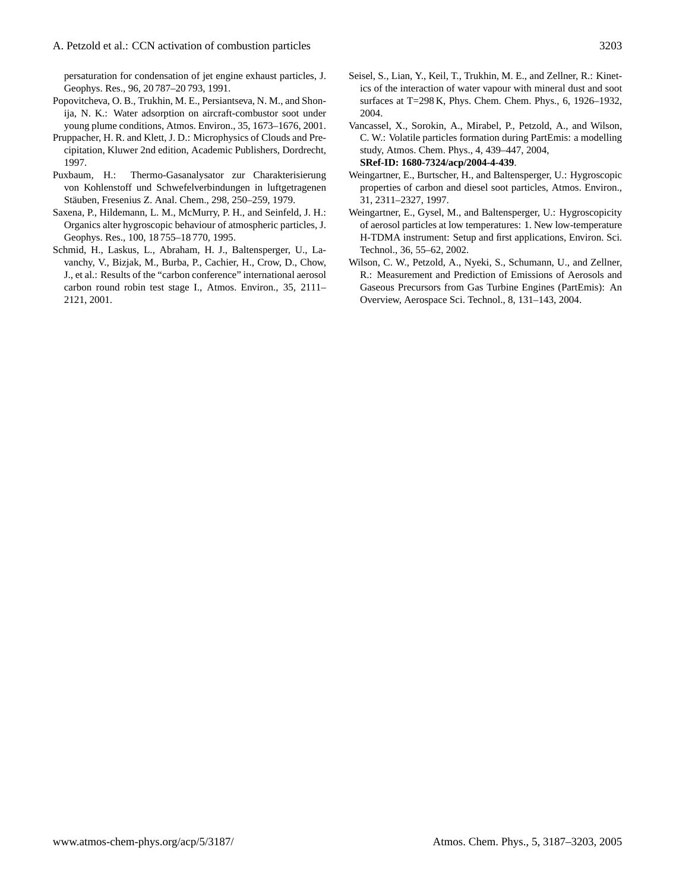persaturation for condensation of jet engine exhaust particles, J. Geophys. Res., 96, 20 787–20 793, 1991.

Popovitcheva, O. B., Trukhin, M. E., Persiantseva, N. M., and Shonija, N. K.: Water adsorption on aircraft-combustor soot under young plume conditions, Atmos. Environ., 35, 1673–1676, 2001.

Pruppacher, H. R. and Klett, J. D.: Microphysics of Clouds and Precipitation, Kluwer 2nd edition, Academic Publishers, Dordrecht, 1997.

Puxbaum, H.: Thermo-Gasanalysator zur Charakterisierung von Kohlenstoff und Schwefelverbindungen in luftgetragenen Stäuben, Fresenius Z. Anal. Chem., 298, 250–259, 1979.

Saxena, P., Hildemann, L. M., McMurry, P. H., and Seinfeld, J. H.: Organics alter hygroscopic behaviour of atmospheric particles, J. Geophys. Res., 100, 18 755–18 770, 1995.

Schmid, H., Laskus, L., Abraham, H. J., Baltensperger, U., Lavanchy, V., Bizjak, M., Burba, P., Cachier, H., Crow, D., Chow, J., et al.: Results of the "carbon conference" international aerosol carbon round robin test stage I., Atmos. Environ., 35, 2111–2121, 2001.

Seisel, S., Lian, Y., Keil, T., Trukhin, M. E., and Zellner, R.: Kinetics of the interaction of water vapour with mineral dust and soot surfaces at T=298 K, Phys. Chem. Chem. Phys., 6, 1926–1932, 2004.

Vancassel, X., Sorokin, A., Mirabel, P., Petzold, A., and Wilson, C. W.: Volatile particles formation during PartEmis: a modelling study, Atmos. Chem. Phys., 4, 439–447, 2004, **SRef-ID: 1680-7324/acp/2004-4-439**.

Weingartner, E., Burtscher, H., and Baltensperger, U.: Hygroscopic properties of carbon and diesel soot particles, Atmos. Environ., 31, 2311–2327, 1997.

Weingartner, E., Gysel, M., and Baltensperger, U.: Hygroscopicity of aerosol particles at low temperatures: 1. New low-temperature H-TDMA instrument: Setup and first applications, Environ. Sci. Technol., 36, 55–62, 2002.

Wilson, C. W., Petzold, A., Nyeki, S., Schumann, U., and Zellner, R.: Measurement and Prediction of Emissions of Aerosols and Gaseous Precursors from Gas Turbine Engines (PartEmis): An Overview, Aerospace Sci. Technol., 8, 131–143, 2004.